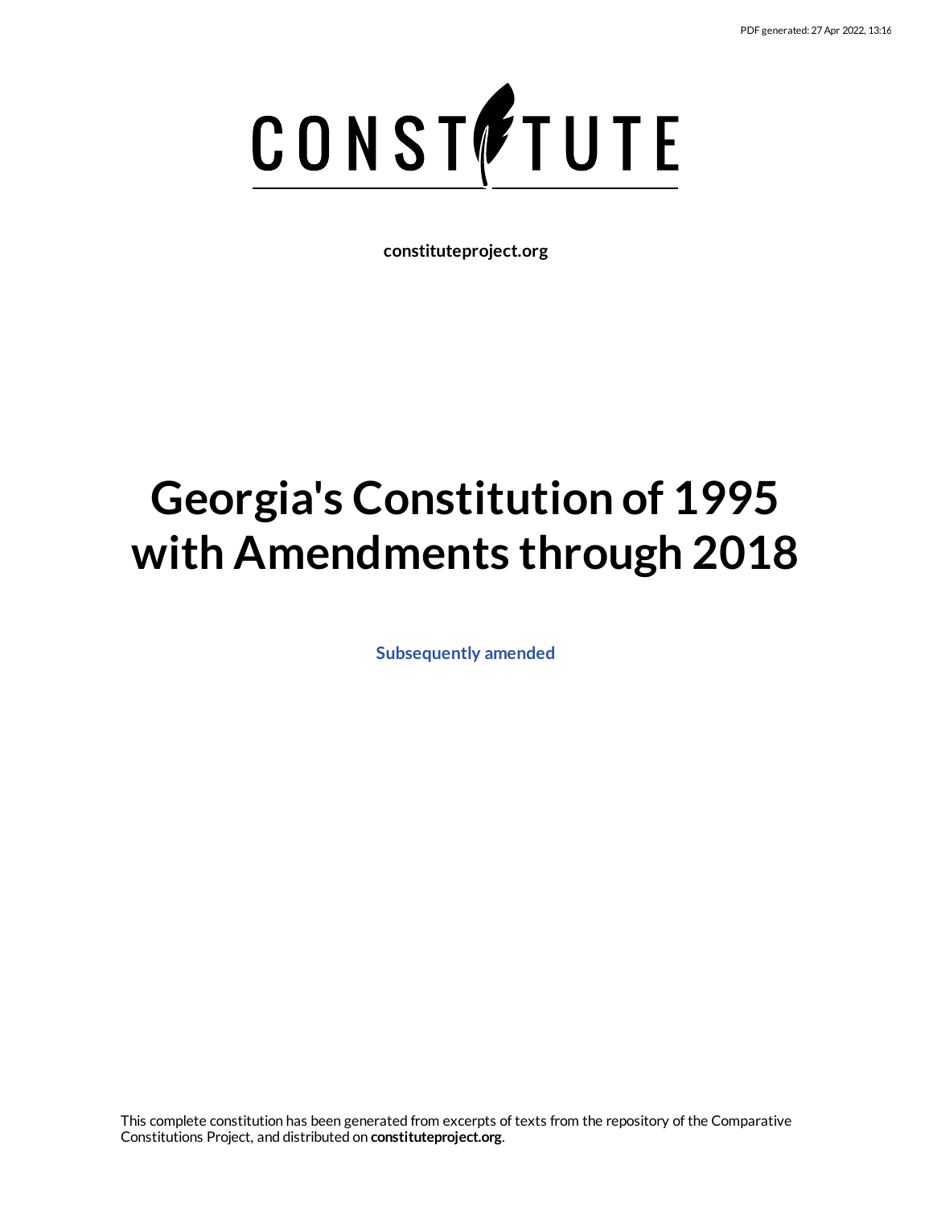PDF generated: 27 Apr 2022, 13:16

CONSTITUTE

**constituteproject.org**

# Georgia's Constitution of 1995 with Amendments through 2018

**Subsequently amended**

This complete constitution has been generated from excerpts of texts from the repository of the Comparative Constitutions Project, and distributed on **constituteproject.org**.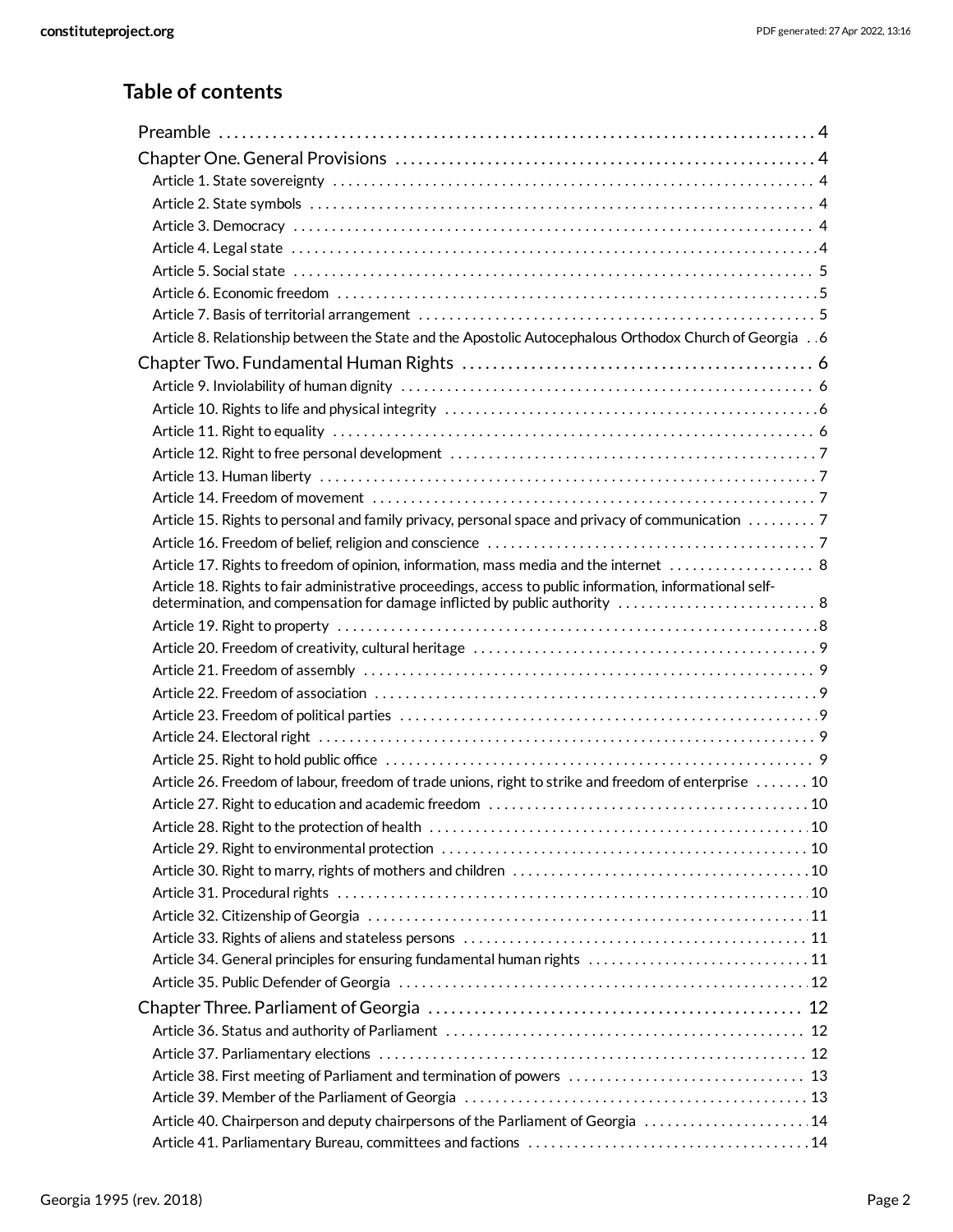## Table of contents

- Preamble . . . 4
- Chapter One. General Provisions . . . 4
  - Article 1. State sovereignty . . . 4
  - Article 2. State symbols . . . 4
  - Article 3. Democracy . . . 4
  - Article 4. Legal state . . . 4
  - Article 5. Social state . . . 5
  - Article 6. Economic freedom . . . 5
  - Article 7. Basis of territorial arrangement . . . 5
  - Article 8. Relationship between the State and the Apostolic Autocephalous Orthodox Church of Georgia . . . 6
- Chapter Two. Fundamental Human Rights . . . 6
  - Article 9. Inviolability of human dignity . . . 6
  - Article 10. Rights to life and physical integrity . . . 6
  - Article 11. Right to equality . . . 6
  - Article 12. Right to free personal development . . . 7
  - Article 13. Human liberty . . . 7
  - Article 14. Freedom of movement . . . 7
  - Article 15. Rights to personal and family privacy, personal space and privacy of communication . . . 7
  - Article 16. Freedom of belief, religion and conscience . . . 7
  - Article 17. Rights to freedom of opinion, information, mass media and the internet . . . 8
  - Article 18. Rights to fair administrative proceedings, access to public information, informational self-determination, and compensation for damage inflicted by public authority . . . 8
  - Article 19. Right to property . . . 8
  - Article 20. Freedom of creativity, cultural heritage . . . 9
  - Article 21. Freedom of assembly . . . 9
  - Article 22. Freedom of association . . . 9
  - Article 23. Freedom of political parties . . . 9
  - Article 24. Electoral right . . . 9
  - Article 25. Right to hold public office . . . 9
  - Article 26. Freedom of labour, freedom of trade unions, right to strike and freedom of enterprise . . . 10
  - Article 27. Right to education and academic freedom . . . 10
  - Article 28. Right to the protection of health . . . 10
  - Article 29. Right to environmental protection . . . 10
  - Article 30. Right to marry, rights of mothers and children . . . 10
  - Article 31. Procedural rights . . . 10
  - Article 32. Citizenship of Georgia . . . 11
  - Article 33. Rights of aliens and stateless persons . . . 11
  - Article 34. General principles for ensuring fundamental human rights . . . 11
  - Article 35. Public Defender of Georgia . . . 12
- Chapter Three. Parliament of Georgia . . . 12
  - Article 36. Status and authority of Parliament . . . 12
  - Article 37. Parliamentary elections . . . 12
  - Article 38. First meeting of Parliament and termination of powers . . . 13
  - Article 39. Member of the Parliament of Georgia . . . 13
  - Article 40. Chairperson and deputy chairpersons of the Parliament of Georgia . . . 14
  - Article 41. Parliamentary Bureau, committees and factions . . . 14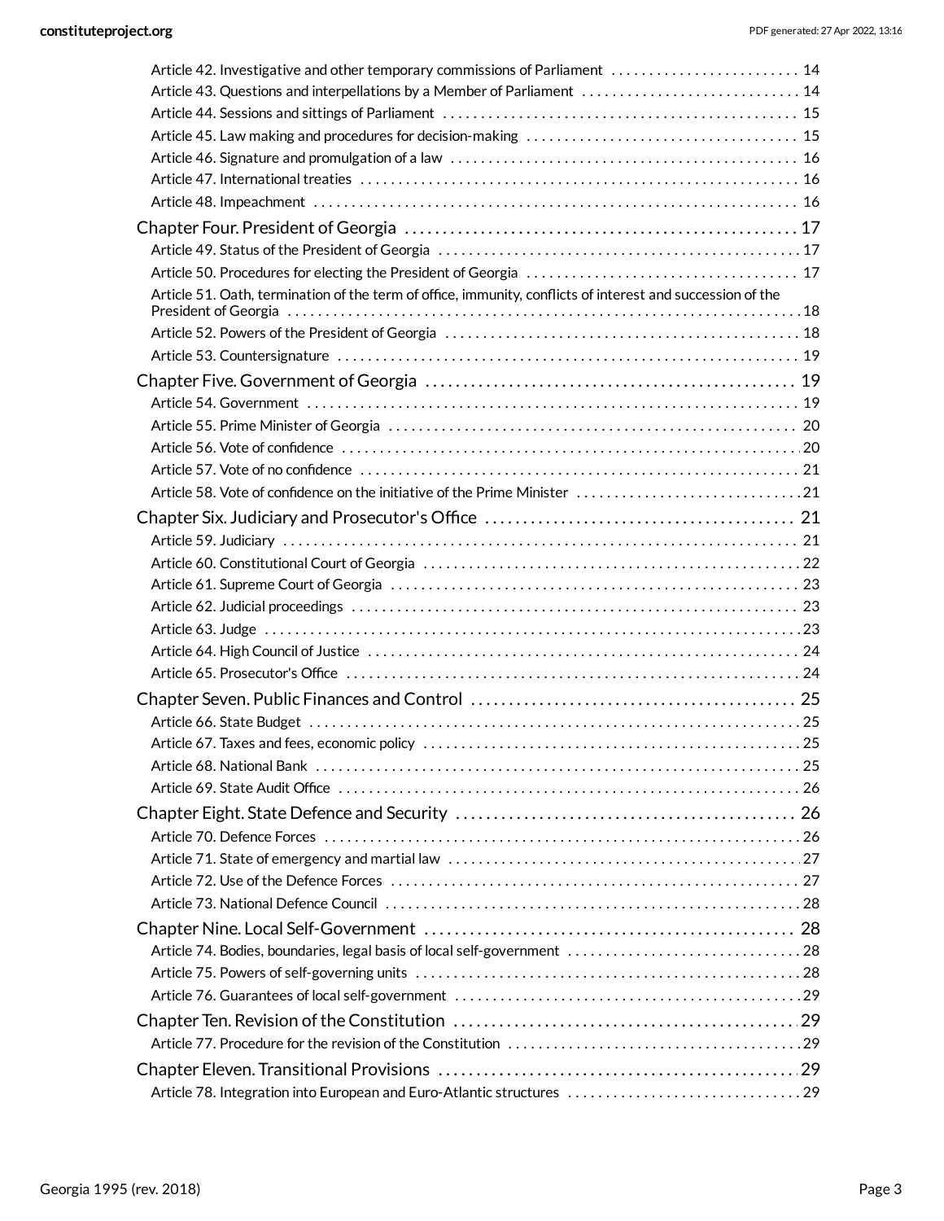Article 42. Investigative and other temporary commissions of Parliament . . . . . . . . . . 14
Article 43. Questions and interpellations by a Member of Parliament . . . . . . . . . . 14
Article 44. Sessions and sittings of Parliament . . . . . . . . . . 15
Article 45. Law making and procedures for decision-making . . . . . . . . . . 15
Article 46. Signature and promulgation of a law . . . . . . . . . . 16
Article 47. International treaties . . . . . . . . . . 16
Article 48. Impeachment . . . . . . . . . . 16

Chapter Four. President of Georgia . . . . . . . . . . 17
Article 49. Status of the President of Georgia . . . . . . . . . . 17
Article 50. Procedures for electing the President of Georgia . . . . . . . . . . 17
Article 51. Oath, termination of the term of office, immunity, conflicts of interest and succession of the President of Georgia . . . . . . . . . . 18
Article 52. Powers of the President of Georgia . . . . . . . . . . 18
Article 53. Countersignature . . . . . . . . . . 19

Chapter Five. Government of Georgia . . . . . . . . . . 19
Article 54. Government . . . . . . . . . . 19
Article 55. Prime Minister of Georgia . . . . . . . . . . 20
Article 56. Vote of confidence . . . . . . . . . . 20
Article 57. Vote of no confidence . . . . . . . . . . 21
Article 58. Vote of confidence on the initiative of the Prime Minister . . . . . . . . . . 21

Chapter Six. Judiciary and Prosecutor's Office . . . . . . . . . . 21
Article 59. Judiciary . . . . . . . . . . 21
Article 60. Constitutional Court of Georgia . . . . . . . . . . 22
Article 61. Supreme Court of Georgia . . . . . . . . . . 23
Article 62. Judicial proceedings . . . . . . . . . . 23
Article 63. Judge . . . . . . . . . . 23
Article 64. High Council of Justice . . . . . . . . . . 24
Article 65. Prosecutor's Office . . . . . . . . . . 24

Chapter Seven. Public Finances and Control . . . . . . . . . . 25
Article 66. State Budget . . . . . . . . . . 25
Article 67. Taxes and fees, economic policy . . . . . . . . . . 25
Article 68. National Bank . . . . . . . . . . 25
Article 69. State Audit Office . . . . . . . . . . 26

Chapter Eight. State Defence and Security . . . . . . . . . . 26
Article 70. Defence Forces . . . . . . . . . . 26
Article 71. State of emergency and martial law . . . . . . . . . . 27
Article 72. Use of the Defence Forces . . . . . . . . . . 27
Article 73. National Defence Council . . . . . . . . . . 28

Chapter Nine. Local Self-Government . . . . . . . . . . 28
Article 74. Bodies, boundaries, legal basis of local self-government . . . . . . . . . . 28
Article 75. Powers of self-governing units . . . . . . . . . . 28
Article 76. Guarantees of local self-government . . . . . . . . . . 29

Chapter Ten. Revision of the Constitution . . . . . . . . . . 29
Article 77. Procedure for the revision of the Constitution . . . . . . . . . . 29

Chapter Eleven. Transitional Provisions . . . . . . . . . . 29
Article 78. Integration into European and Euro-Atlantic structures . . . . . . . . . . 29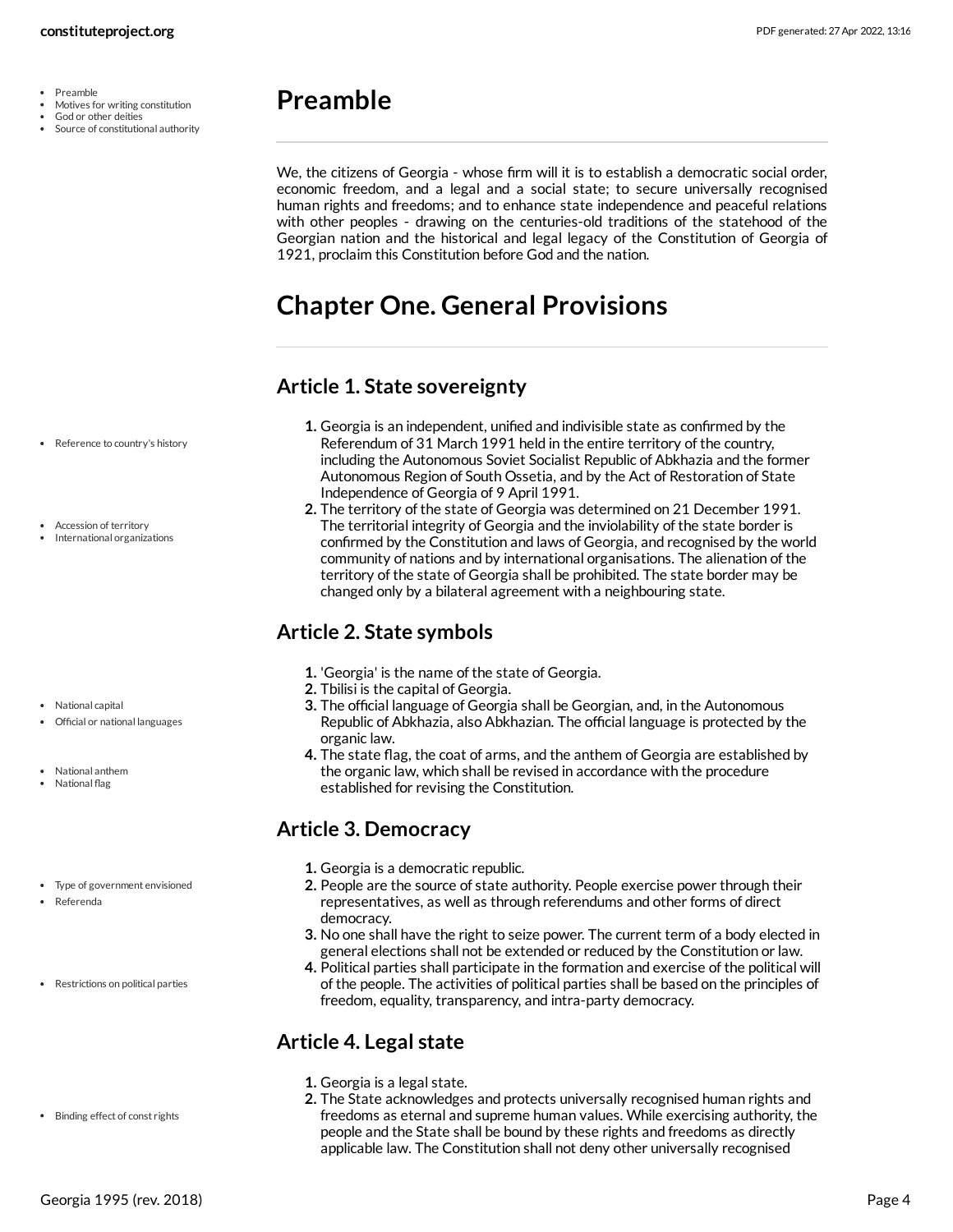# Preamble

We, the citizens of Georgia - whose firm will it is to establish a democratic social order, economic freedom, and a legal and a social state; to secure universally recognised human rights and freedoms; and to enhance state independence and peaceful relations with other peoples - drawing on the centuries-old traditions of the statehood of the Georgian nation and the historical and legal legacy of the Constitution of Georgia of 1921, proclaim this Constitution before God and the nation.

# Chapter One. General Provisions

## Article 1. State sovereignty

1. Georgia is an independent, unified and indivisible state as confirmed by the Referendum of 31 March 1991 held in the entire territory of the country, including the Autonomous Soviet Socialist Republic of Abkhazia and the former Autonomous Region of South Ossetia, and by the Act of Restoration of State Independence of Georgia of 9 April 1991.
2. The territory of the state of Georgia was determined on 21 December 1991. The territorial integrity of Georgia and the inviolability of the state border is confirmed by the Constitution and laws of Georgia, and recognised by the world community of nations and by international organisations. The alienation of the territory of the state of Georgia shall be prohibited. The state border may be changed only by a bilateral agreement with a neighbouring state.

## Article 2. State symbols

1. 'Georgia' is the name of the state of Georgia.
2. Tbilisi is the capital of Georgia.
3. The official language of Georgia shall be Georgian, and, in the Autonomous Republic of Abkhazia, also Abkhazian. The official language is protected by the organic law.
4. The state flag, the coat of arms, and the anthem of Georgia are established by the organic law, which shall be revised in accordance with the procedure established for revising the Constitution.

## Article 3. Democracy

1. Georgia is a democratic republic.
2. People are the source of state authority. People exercise power through their representatives, as well as through referendums and other forms of direct democracy.
3. No one shall have the right to seize power. The current term of a body elected in general elections shall not be extended or reduced by the Constitution or law.
4. Political parties shall participate in the formation and exercise of the political will of the people. The activities of political parties shall be based on the principles of freedom, equality, transparency, and intra-party democracy.

## Article 4. Legal state

1. Georgia is a legal state.
2. The State acknowledges and protects universally recognised human rights and freedoms as eternal and supreme human values. While exercising authority, the people and the State shall be bound by these rights and freedoms as directly applicable law. The Constitution shall not deny other universally recognised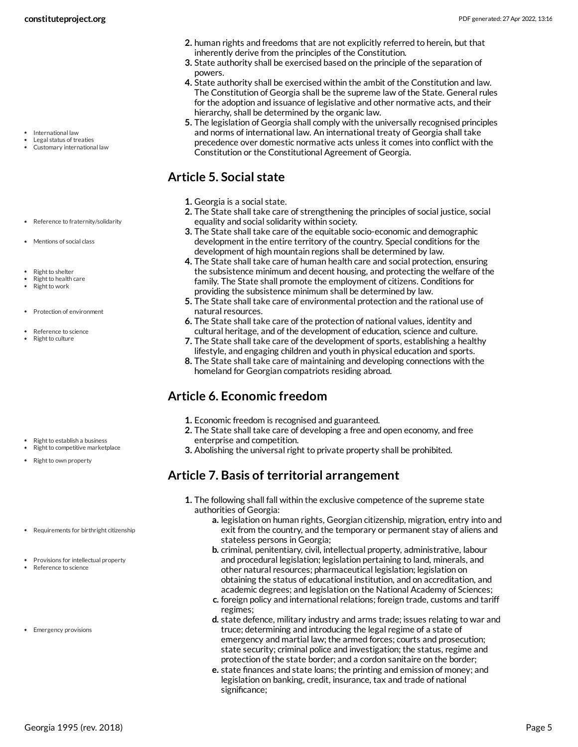2. human rights and freedoms that are not explicitly referred to herein, but that inherently derive from the principles of the Constitution.
3. State authority shall be exercised based on the principle of the separation of powers.
4. State authority shall be exercised within the ambit of the Constitution and law. The Constitution of Georgia shall be the supreme law of the State. General rules for the adoption and issuance of legislative and other normative acts, and their hierarchy, shall be determined by the organic law.
5. The legislation of Georgia shall comply with the universally recognised principles and norms of international law. An international treaty of Georgia shall take precedence over domestic normative acts unless it comes into conflict with the Constitution or the Constitutional Agreement of Georgia.

## Article 5. Social state

1. Georgia is a social state.
2. The State shall take care of strengthening the principles of social justice, social equality and social solidarity within society.
3. The State shall take care of the equitable socio-economic and demographic development in the entire territory of the country. Special conditions for the development of high mountain regions shall be determined by law.
4. The State shall take care of human health care and social protection, ensuring the subsistence minimum and decent housing, and protecting the welfare of the family. The State shall promote the employment of citizens. Conditions for providing the subsistence minimum shall be determined by law.
5. The State shall take care of environmental protection and the rational use of natural resources.
6. The State shall take care of the protection of national values, identity and cultural heritage, and of the development of education, science and culture.
7. The State shall take care of the development of sports, establishing a healthy lifestyle, and engaging children and youth in physical education and sports.
8. The State shall take care of maintaining and developing connections with the homeland for Georgian compatriots residing abroad.

## Article 6. Economic freedom

1. Economic freedom is recognised and guaranteed.
2. The State shall take care of developing a free and open economy, and free enterprise and competition.
3. Abolishing the universal right to private property shall be prohibited.

## Article 7. Basis of territorial arrangement

1. The following shall fall within the exclusive competence of the supreme state authorities of Georgia:
   a. legislation on human rights, Georgian citizenship, migration, entry into and exit from the country, and the temporary or permanent stay of aliens and stateless persons in Georgia;
   b. criminal, penitentiary, civil, intellectual property, administrative, labour and procedural legislation; legislation pertaining to land, minerals, and other natural resources; pharmaceutical legislation; legislation on obtaining the status of educational institution, and on accreditation, and academic degrees; and legislation on the National Academy of Sciences;
   c. foreign policy and international relations; foreign trade, customs and tariff regimes;
   d. state defence, military industry and arms trade; issues relating to war and truce; determining and introducing the legal regime of a state of emergency and martial law; the armed forces; courts and prosecution; state security; criminal police and investigation; the status, regime and protection of the state border; and a cordon sanitaire on the border;
   e. state finances and state loans; the printing and emission of money; and legislation on banking, credit, insurance, tax and trade of national significance;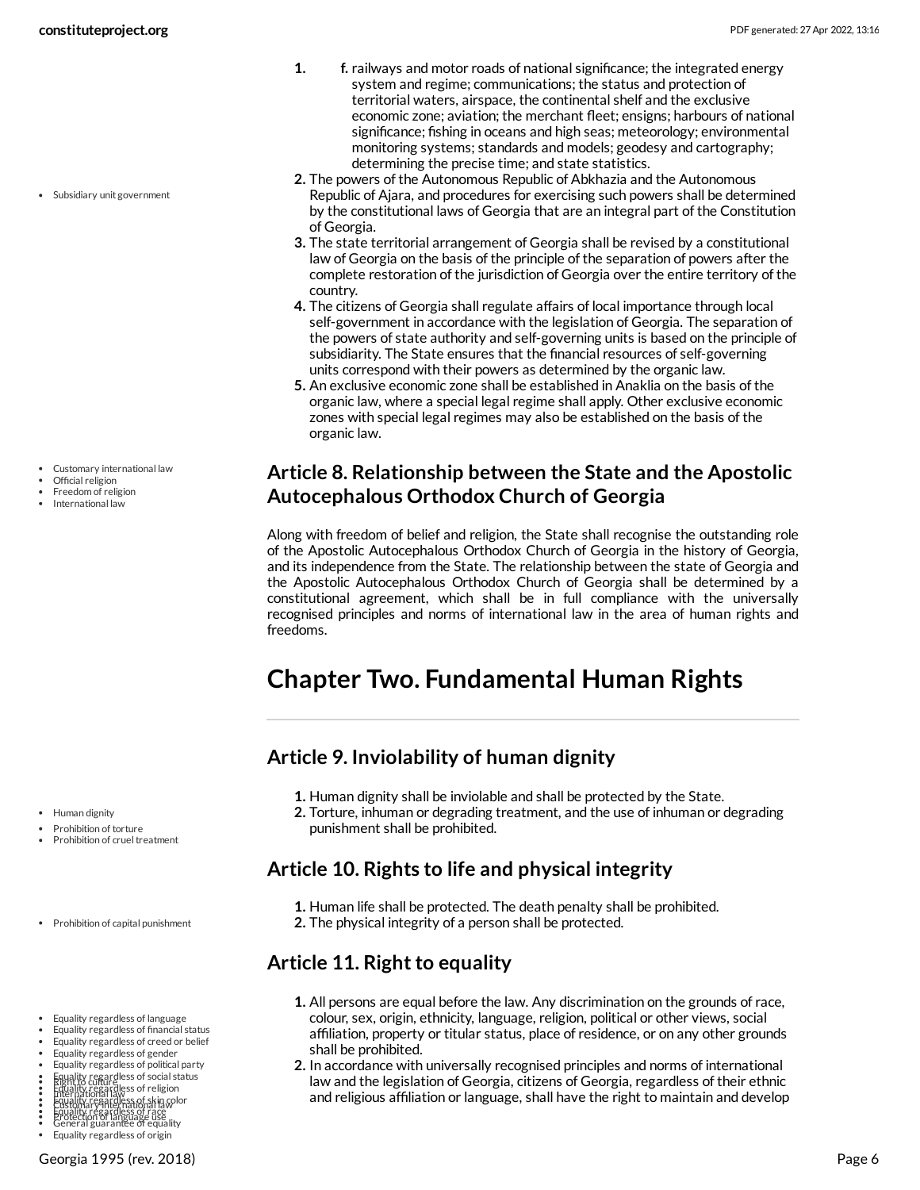1. f. railways and motor roads of national significance; the integrated energy system and regime; communications; the status and protection of territorial waters, airspace, the continental shelf and the exclusive economic zone; aviation; the merchant fleet; ensigns; harbours of national significance; fishing in oceans and high seas; meteorology; environmental monitoring systems; standards and models; geodesy and cartography; determining the precise time; and state statistics.
2. The powers of the Autonomous Republic of Abkhazia and the Autonomous Republic of Ajara, and procedures for exercising such powers shall be determined by the constitutional laws of Georgia that are an integral part of the Constitution of Georgia.
3. The state territorial arrangement of Georgia shall be revised by a constitutional law of Georgia on the basis of the principle of the separation of powers after the complete restoration of the jurisdiction of Georgia over the entire territory of the country.
4. The citizens of Georgia shall regulate affairs of local importance through local self-government in accordance with the legislation of Georgia. The separation of the powers of state authority and self-governing units is based on the principle of subsidiarity. The State ensures that the financial resources of self-governing units correspond with their powers as determined by the organic law.
5. An exclusive economic zone shall be established in Anaklia on the basis of the organic law, where a special legal regime shall apply. Other exclusive economic zones with special legal regimes may also be established on the basis of the organic law.

### Article 8. Relationship between the State and the Apostolic Autocephalous Orthodox Church of Georgia

Along with freedom of belief and religion, the State shall recognise the outstanding role of the Apostolic Autocephalous Orthodox Church of Georgia in the history of Georgia, and its independence from the State. The relationship between the state of Georgia and the Apostolic Autocephalous Orthodox Church of Georgia shall be determined by a constitutional agreement, which shall be in full compliance with the universally recognised principles and norms of international law in the area of human rights and freedoms.

## Chapter Two. Fundamental Human Rights

### Article 9. Inviolability of human dignity

1. Human dignity shall be inviolable and shall be protected by the State.
2. Torture, inhuman or degrading treatment, and the use of inhuman or degrading punishment shall be prohibited.

### Article 10. Rights to life and physical integrity

1. Human life shall be protected. The death penalty shall be prohibited.
2. The physical integrity of a person shall be protected.

### Article 11. Right to equality

1. All persons are equal before the law. Any discrimination on the grounds of race, colour, sex, origin, ethnicity, language, religion, political or other views, social affiliation, property or titular status, place of residence, or on any other grounds shall be prohibited.
2. In accordance with universally recognised principles and norms of international law and the legislation of Georgia, citizens of Georgia, regardless of their ethnic and religious affiliation or language, shall have the right to maintain and develop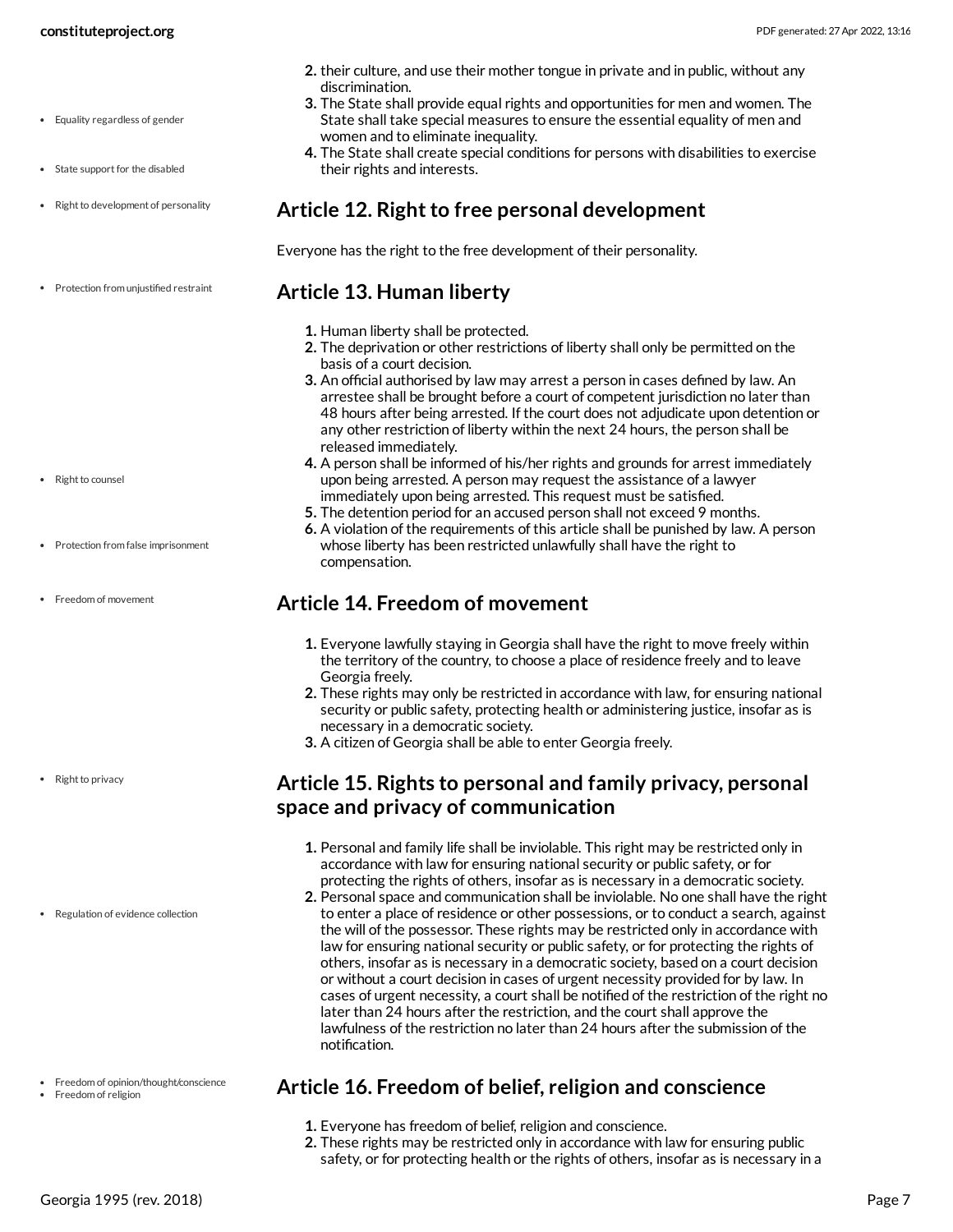2. their culture, and use their mother tongue in private and in public, without any discrimination.
3. The State shall provide equal rights and opportunities for men and women. The State shall take special measures to ensure the essential equality of men and women and to eliminate inequality.
4. The State shall create special conditions for persons with disabilities to exercise their rights and interests.

## Article 12. Right to free personal development

Everyone has the right to the free development of their personality.

## Article 13. Human liberty

1. Human liberty shall be protected.
2. The deprivation or other restrictions of liberty shall only be permitted on the basis of a court decision.
3. An official authorised by law may arrest a person in cases defined by law. An arrestee shall be brought before a court of competent jurisdiction no later than 48 hours after being arrested. If the court does not adjudicate upon detention or any other restriction of liberty within the next 24 hours, the person shall be released immediately.
4. A person shall be informed of his/her rights and grounds for arrest immediately upon being arrested. A person may request the assistance of a lawyer immediately upon being arrested. This request must be satisfied.
5. The detention period for an accused person shall not exceed 9 months.
6. A violation of the requirements of this article shall be punished by law. A person whose liberty has been restricted unlawfully shall have the right to compensation.

## Article 14. Freedom of movement

1. Everyone lawfully staying in Georgia shall have the right to move freely within the territory of the country, to choose a place of residence freely and to leave Georgia freely.
2. These rights may only be restricted in accordance with law, for ensuring national security or public safety, protecting health or administering justice, insofar as is necessary in a democratic society.
3. A citizen of Georgia shall be able to enter Georgia freely.

## Article 15. Rights to personal and family privacy, personal space and privacy of communication

1. Personal and family life shall be inviolable. This right may be restricted only in accordance with law for ensuring national security or public safety, or for protecting the rights of others, insofar as is necessary in a democratic society.
2. Personal space and communication shall be inviolable. No one shall have the right to enter a place of residence or other possessions, or to conduct a search, against the will of the possessor. These rights may be restricted only in accordance with law for ensuring national security or public safety, or for protecting the rights of others, insofar as is necessary in a democratic society, based on a court decision or without a court decision in cases of urgent necessity provided for by law. In cases of urgent necessity, a court shall be notified of the restriction of the right no later than 24 hours after the restriction, and the court shall approve the lawfulness of the restriction no later than 24 hours after the submission of the notification.

## Article 16. Freedom of belief, religion and conscience

1. Everyone has freedom of belief, religion and conscience.
2. These rights may be restricted only in accordance with law for ensuring public safety, or for protecting health or the rights of others, insofar as is necessary in a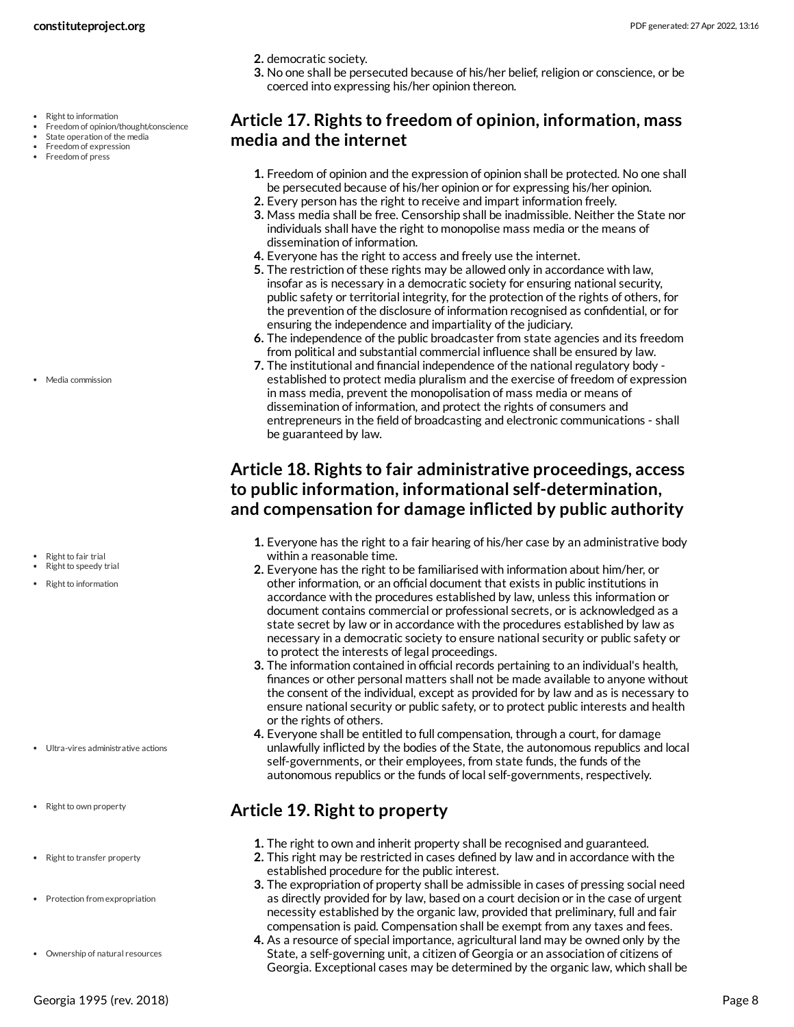2. democratic society.
3. No one shall be persecuted because of his/her belief, religion or conscience, or be coerced into expressing his/her opinion thereon.

- Right to information
- Freedom of opinion/thought/conscience
- State operation of the media
- Freedom of expression
- Freedom of press

## Article 17. Rights to freedom of opinion, information, mass media and the internet

1. Freedom of opinion and the expression of opinion shall be protected. No one shall be persecuted because of his/her opinion or for expressing his/her opinion.
2. Every person has the right to receive and impart information freely.
3. Mass media shall be free. Censorship shall be inadmissible. Neither the State nor individuals shall have the right to monopolise mass media or the means of dissemination of information.
4. Everyone has the right to access and freely use the internet.
5. The restriction of these rights may be allowed only in accordance with law, insofar as is necessary in a democratic society for ensuring national security, public safety or territorial integrity, for the protection of the rights of others, for the prevention of the disclosure of information recognised as confidential, or for ensuring the independence and impartiality of the judiciary.
6. The independence of the public broadcaster from state agencies and its freedom from political and substantial commercial influence shall be ensured by law.
7. The institutional and financial independence of the national regulatory body - established to protect media pluralism and the exercise of freedom of expression in mass media, prevent the monopolisation of mass media or means of dissemination of information, and protect the rights of consumers and entrepreneurs in the field of broadcasting and electronic communications - shall be guaranteed by law.

- Media commission

## Article 18. Rights to fair administrative proceedings, access to public information, informational self-determination, and compensation for damage inflicted by public authority

- Right to fair trial
- Right to speedy trial
- Right to information

1. Everyone has the right to a fair hearing of his/her case by an administrative body within a reasonable time.
2. Everyone has the right to be familiarised with information about him/her, or other information, or an official document that exists in public institutions in accordance with the procedures established by law, unless this information or document contains commercial or professional secrets, or is acknowledged as a state secret by law or in accordance with the procedures established by law as necessary in a democratic society to ensure national security or public safety or to protect the interests of legal proceedings.
3. The information contained in official records pertaining to an individual's health, finances or other personal matters shall not be made available to anyone without the consent of the individual, except as provided for by law and as is necessary to ensure national security or public safety, or to protect public interests and health or the rights of others.
4. Everyone shall be entitled to full compensation, through a court, for damage unlawfully inflicted by the bodies of the State, the autonomous republics and local self-governments, or their employees, from state funds, the funds of the autonomous republics or the funds of local self-governments, respectively.

- Ultra-vires administrative actions

## Article 19. Right to property

- Right to own property
- Right to transfer property
- Protection from expropriation
- Ownership of natural resources

1. The right to own and inherit property shall be recognised and guaranteed.
2. This right may be restricted in cases defined by law and in accordance with the established procedure for the public interest.
3. The expropriation of property shall be admissible in cases of pressing social need as directly provided for by law, based on a court decision or in the case of urgent necessity established by the organic law, provided that preliminary, full and fair compensation is paid. Compensation shall be exempt from any taxes and fees.
4. As a resource of special importance, agricultural land may be owned only by the State, a self-governing unit, a citizen of Georgia or an association of citizens of Georgia. Exceptional cases may be determined by the organic law, which shall be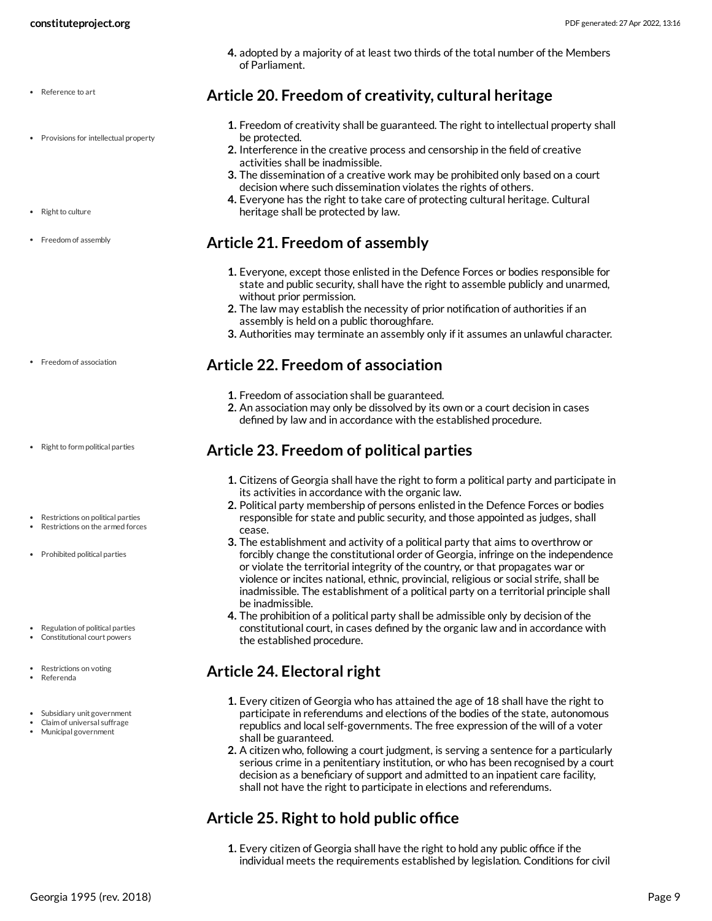4. adopted by a majority of at least two thirds of the total number of the Members of Parliament.

## Article 20. Freedom of creativity, cultural heritage

1. Freedom of creativity shall be guaranteed. The right to intellectual property shall be protected.
2. Interference in the creative process and censorship in the field of creative activities shall be inadmissible.
3. The dissemination of a creative work may be prohibited only based on a court decision where such dissemination violates the rights of others.
4. Everyone has the right to take care of protecting cultural heritage. Cultural heritage shall be protected by law.

## Article 21. Freedom of assembly

1. Everyone, except those enlisted in the Defence Forces or bodies responsible for state and public security, shall have the right to assemble publicly and unarmed, without prior permission.
2. The law may establish the necessity of prior notification of authorities if an assembly is held on a public thoroughfare.
3. Authorities may terminate an assembly only if it assumes an unlawful character.

## Article 22. Freedom of association

1. Freedom of association shall be guaranteed.
2. An association may only be dissolved by its own or a court decision in cases defined by law and in accordance with the established procedure.

## Article 23. Freedom of political parties

1. Citizens of Georgia shall have the right to form a political party and participate in its activities in accordance with the organic law.
2. Political party membership of persons enlisted in the Defence Forces or bodies responsible for state and public security, and those appointed as judges, shall cease.
3. The establishment and activity of a political party that aims to overthrow or forcibly change the constitutional order of Georgia, infringe on the independence or violate the territorial integrity of the country, or that propagates war or violence or incites national, ethnic, provincial, religious or social strife, shall be inadmissible. The establishment of a political party on a territorial principle shall be inadmissible.
4. The prohibition of a political party shall be admissible only by decision of the constitutional court, in cases defined by the organic law and in accordance with the established procedure.

## Article 24. Electoral right

1. Every citizen of Georgia who has attained the age of 18 shall have the right to participate in referendums and elections of the bodies of the state, autonomous republics and local self-governments. The free expression of the will of a voter shall be guaranteed.
2. A citizen who, following a court judgment, is serving a sentence for a particularly serious crime in a penitentiary institution, or who has been recognised by a court decision as a beneficiary of support and admitted to an inpatient care facility, shall not have the right to participate in elections and referendums.

## Article 25. Right to hold public office

1. Every citizen of Georgia shall have the right to hold any public office if the individual meets the requirements established by legislation. Conditions for civil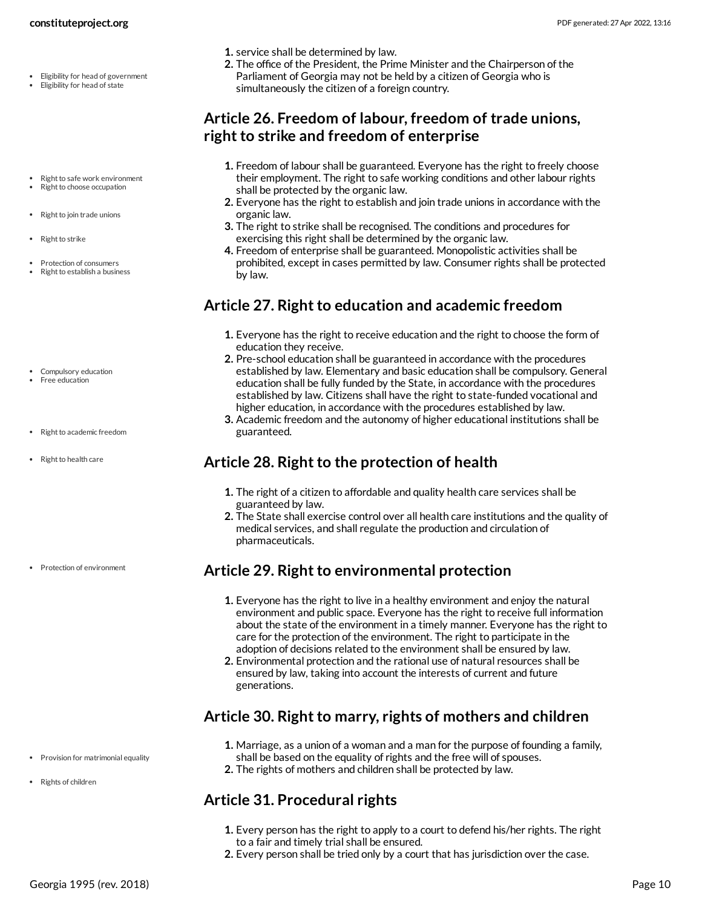1. service shall be determined by law.
2. The office of the President, the Prime Minister and the Chairperson of the Parliament of Georgia may not be held by a citizen of Georgia who is simultaneously the citizen of a foreign country.

- Eligibility for head of government
- Eligibility for head of state

## Article 26. Freedom of labour, freedom of trade unions, right to strike and freedom of enterprise

- Right to safe work environment
- Right to choose occupation
- Right to join trade unions
- Right to strike
- Protection of consumers
- Right to establish a business

1. Freedom of labour shall be guaranteed. Everyone has the right to freely choose their employment. The right to safe working conditions and other labour rights shall be protected by the organic law.
2. Everyone has the right to establish and join trade unions in accordance with the organic law.
3. The right to strike shall be recognised. The conditions and procedures for exercising this right shall be determined by the organic law.
4. Freedom of enterprise shall be guaranteed. Monopolistic activities shall be prohibited, except in cases permitted by law. Consumer rights shall be protected by law.

## Article 27. Right to education and academic freedom

- Compulsory education
- Free education
- Right to academic freedom

1. Everyone has the right to receive education and the right to choose the form of education they receive.
2. Pre-school education shall be guaranteed in accordance with the procedures established by law. Elementary and basic education shall be compulsory. General education shall be fully funded by the State, in accordance with the procedures established by law. Citizens shall have the right to state-funded vocational and higher education, in accordance with the procedures established by law.
3. Academic freedom and the autonomy of higher educational institutions shall be guaranteed.

- Right to health care

## Article 28. Right to the protection of health

1. The right of a citizen to affordable and quality health care services shall be guaranteed by law.
2. The State shall exercise control over all health care institutions and the quality of medical services, and shall regulate the production and circulation of pharmaceuticals.

- Protection of environment

## Article 29. Right to environmental protection

1. Everyone has the right to live in a healthy environment and enjoy the natural environment and public space. Everyone has the right to receive full information about the state of the environment in a timely manner. Everyone has the right to care for the protection of the environment. The right to participate in the adoption of decisions related to the environment shall be ensured by law.
2. Environmental protection and the rational use of natural resources shall be ensured by law, taking into account the interests of current and future generations.

## Article 30. Right to marry, rights of mothers and children

- Provision for matrimonial equality
- Rights of children

1. Marriage, as a union of a woman and a man for the purpose of founding a family, shall be based on the equality of rights and the free will of spouses.
2. The rights of mothers and children shall be protected by law.

## Article 31. Procedural rights

1. Every person has the right to apply to a court to defend his/her rights. The right to a fair and timely trial shall be ensured.
2. Every person shall be tried only by a court that has jurisdiction over the case.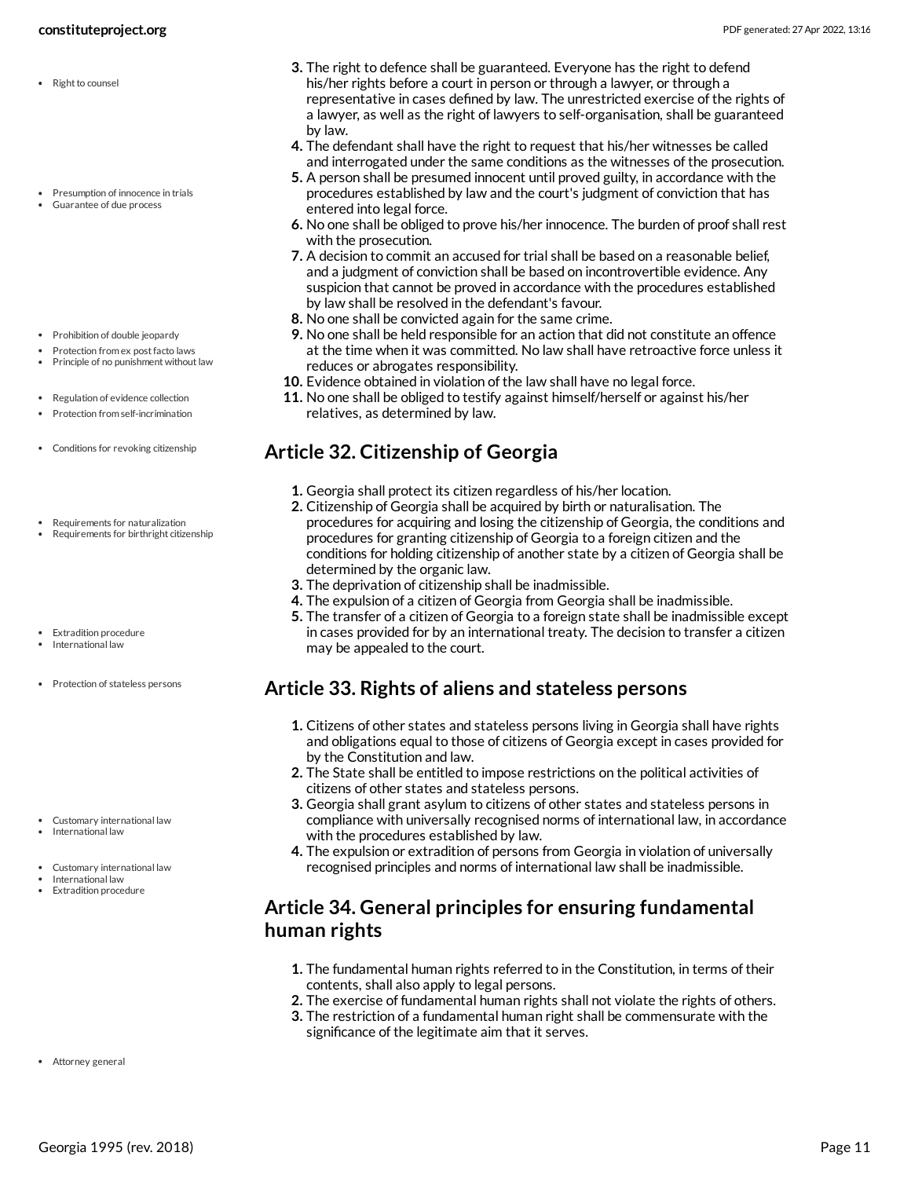3. The right to defence shall be guaranteed. Everyone has the right to defend his/her rights before a court in person or through a lawyer, or through a representative in cases defined by law. The unrestricted exercise of the rights of a lawyer, as well as the right of lawyers to self-organisation, shall be guaranteed by law.
4. The defendant shall have the right to request that his/her witnesses be called and interrogated under the same conditions as the witnesses of the prosecution.
5. A person shall be presumed innocent until proved guilty, in accordance with the procedures established by law and the court's judgment of conviction that has entered into legal force.
6. No one shall be obliged to prove his/her innocence. The burden of proof shall rest with the prosecution.
7. A decision to commit an accused for trial shall be based on a reasonable belief, and a judgment of conviction shall be based on incontrovertible evidence. Any suspicion that cannot be proved in accordance with the procedures established by law shall be resolved in the defendant's favour.
8. No one shall be convicted again for the same crime.
9. No one shall be held responsible for an action that did not constitute an offence at the time when it was committed. No law shall have retroactive force unless it reduces or abrogates responsibility.
10. Evidence obtained in violation of the law shall have no legal force.
11. No one shall be obliged to testify against himself/herself or against his/her relatives, as determined by law.

## Article 32. Citizenship of Georgia

1. Georgia shall protect its citizen regardless of his/her location.
2. Citizenship of Georgia shall be acquired by birth or naturalisation. The procedures for acquiring and losing the citizenship of Georgia, the conditions and procedures for granting citizenship of Georgia to a foreign citizen and the conditions for holding citizenship of another state by a citizen of Georgia shall be determined by the organic law.
3. The deprivation of citizenship shall be inadmissible.
4. The expulsion of a citizen of Georgia from Georgia shall be inadmissible.
5. The transfer of a citizen of Georgia to a foreign state shall be inadmissible except in cases provided for by an international treaty. The decision to transfer a citizen may be appealed to the court.

## Article 33. Rights of aliens and stateless persons

1. Citizens of other states and stateless persons living in Georgia shall have rights and obligations equal to those of citizens of Georgia except in cases provided for by the Constitution and law.
2. The State shall be entitled to impose restrictions on the political activities of citizens of other states and stateless persons.
3. Georgia shall grant asylum to citizens of other states and stateless persons in compliance with universally recognised norms of international law, in accordance with the procedures established by law.
4. The expulsion or extradition of persons from Georgia in violation of universally recognised principles and norms of international law shall be inadmissible.

## Article 34. General principles for ensuring fundamental human rights

1. The fundamental human rights referred to in the Constitution, in terms of their contents, shall also apply to legal persons.
2. The exercise of fundamental human rights shall not violate the rights of others.
3. The restriction of a fundamental human right shall be commensurate with the significance of the legitimate aim that it serves.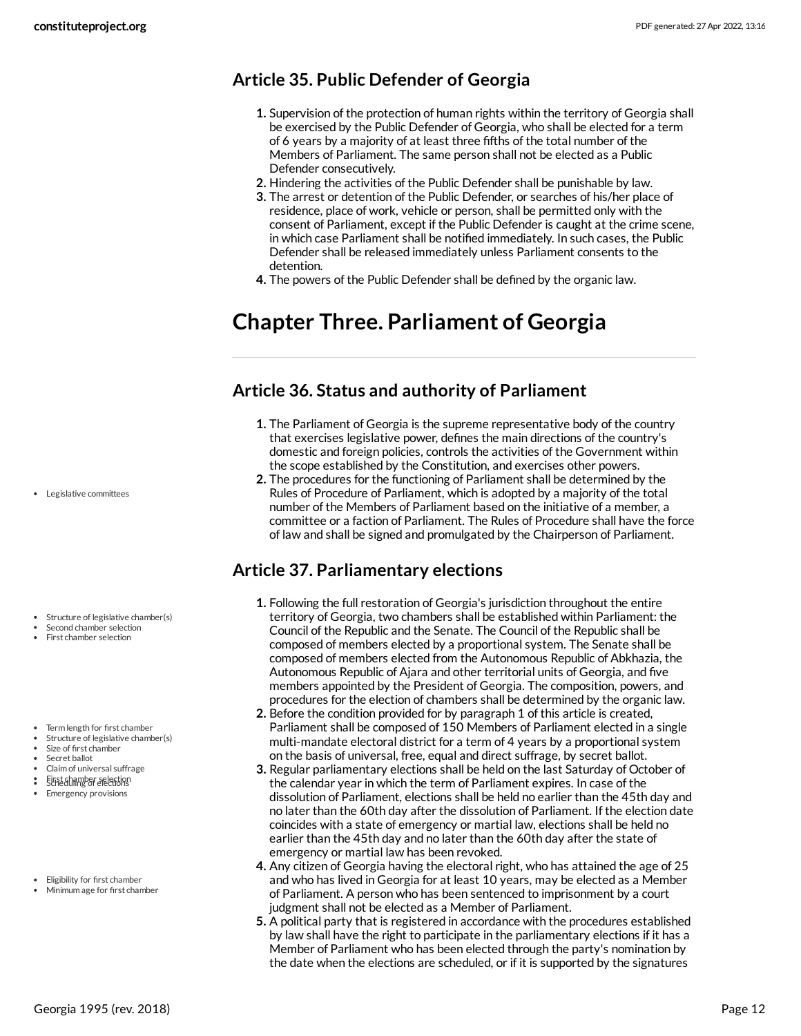## Article 35. Public Defender of Georgia

1. Supervision of the protection of human rights within the territory of Georgia shall be exercised by the Public Defender of Georgia, who shall be elected for a term of 6 years by a majority of at least three fifths of the total number of the Members of Parliament. The same person shall not be elected as a Public Defender consecutively.
2. Hindering the activities of the Public Defender shall be punishable by law.
3. The arrest or detention of the Public Defender, or searches of his/her place of residence, place of work, vehicle or person, shall be permitted only with the consent of Parliament, except if the Public Defender is caught at the crime scene, in which case Parliament shall be notified immediately. In such cases, the Public Defender shall be released immediately unless Parliament consents to the detention.
4. The powers of the Public Defender shall be defined by the organic law.

# Chapter Three. Parliament of Georgia

## Article 36. Status and authority of Parliament

1. The Parliament of Georgia is the supreme representative body of the country that exercises legislative power, defines the main directions of the country's domestic and foreign policies, controls the activities of the Government within the scope established by the Constitution, and exercises other powers.
2. The procedures for the functioning of Parliament shall be determined by the Rules of Procedure of Parliament, which is adopted by a majority of the total number of the Members of Parliament based on the initiative of a member, a committee or a faction of Parliament. The Rules of Procedure shall have the force of law and shall be signed and promulgated by the Chairperson of Parliament.

## Article 37. Parliamentary elections

1. Following the full restoration of Georgia's jurisdiction throughout the entire territory of Georgia, two chambers shall be established within Parliament: the Council of the Republic and the Senate. The Council of the Republic shall be composed of members elected by a proportional system. The Senate shall be composed of members elected from the Autonomous Republic of Abkhazia, the Autonomous Republic of Ajara and other territorial units of Georgia, and five members appointed by the President of Georgia. The composition, powers, and procedures for the election of chambers shall be determined by the organic law.
2. Before the condition provided for by paragraph 1 of this article is created, Parliament shall be composed of 150 Members of Parliament elected in a single multi-mandate electoral district for a term of 4 years by a proportional system on the basis of universal, free, equal and direct suffrage, by secret ballot.
3. Regular parliamentary elections shall be held on the last Saturday of October of the calendar year in which the term of Parliament expires. In case of the dissolution of Parliament, elections shall be held no earlier than the 45th day and no later than the 60th day after the dissolution of Parliament. If the election date coincides with a state of emergency or martial law, elections shall be held no earlier than the 45th day and no later than the 60th day after the state of emergency or martial law has been revoked.
4. Any citizen of Georgia having the electoral right, who has attained the age of 25 and who has lived in Georgia for at least 10 years, may be elected as a Member of Parliament. A person who has been sentenced to imprisonment by a court judgment shall not be elected as a Member of Parliament.
5. A political party that is registered in accordance with the procedures established by law shall have the right to participate in the parliamentary elections if it has a Member of Parliament who has been elected through the party's nomination by the date when the elections are scheduled, or if it is supported by the signatures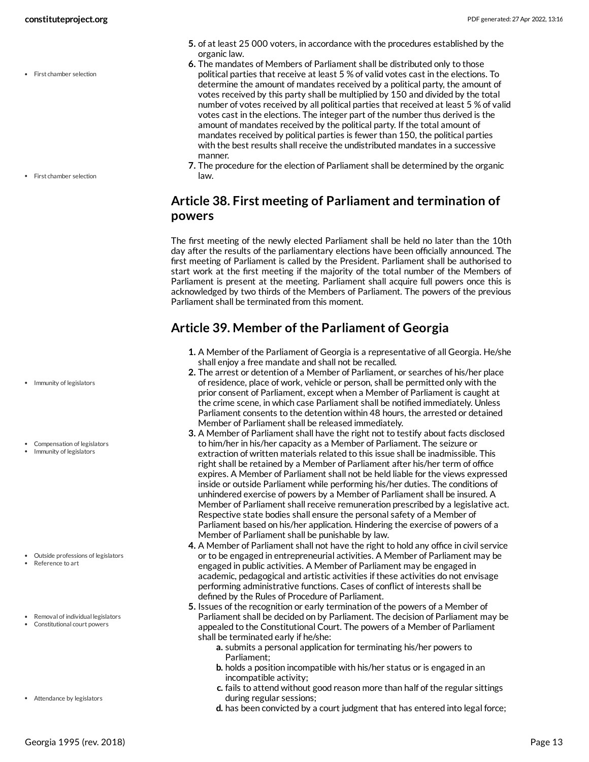5. of at least 25 000 voters, in accordance with the procedures established by the organic law.
6. The mandates of Members of Parliament shall be distributed only to those political parties that receive at least 5 % of valid votes cast in the elections. To determine the amount of mandates received by a political party, the amount of votes received by this party shall be multiplied by 150 and divided by the total number of votes received by all political parties that received at least 5 % of valid votes cast in the elections. The integer part of the number thus derived is the amount of mandates received by the political party. If the total amount of mandates received by political parties is fewer than 150, the political parties with the best results shall receive the undistributed mandates in a successive manner.
7. The procedure for the election of Parliament shall be determined by the organic law.

## Article 38. First meeting of Parliament and termination of powers

The first meeting of the newly elected Parliament shall be held no later than the 10th day after the results of the parliamentary elections have been officially announced. The first meeting of Parliament is called by the President. Parliament shall be authorised to start work at the first meeting if the majority of the total number of the Members of Parliament is present at the meeting. Parliament shall acquire full powers once this is acknowledged by two thirds of the Members of Parliament. The powers of the previous Parliament shall be terminated from this moment.

## Article 39. Member of the Parliament of Georgia

1. A Member of the Parliament of Georgia is a representative of all Georgia. He/she shall enjoy a free mandate and shall not be recalled.
2. The arrest or detention of a Member of Parliament, or searches of his/her place of residence, place of work, vehicle or person, shall be permitted only with the prior consent of Parliament, except when a Member of Parliament is caught at the crime scene, in which case Parliament shall be notified immediately. Unless Parliament consents to the detention within 48 hours, the arrested or detained Member of Parliament shall be released immediately.
3. A Member of Parliament shall have the right not to testify about facts disclosed to him/her in his/her capacity as a Member of Parliament. The seizure or extraction of written materials related to this issue shall be inadmissible. This right shall be retained by a Member of Parliament after his/her term of office expires. A Member of Parliament shall not be held liable for the views expressed inside or outside Parliament while performing his/her duties. The conditions of unhindered exercise of powers by a Member of Parliament shall be insured. A Member of Parliament shall receive remuneration prescribed by a legislative act. Respective state bodies shall ensure the personal safety of a Member of Parliament based on his/her application. Hindering the exercise of powers of a Member of Parliament shall be punishable by law.
4. A Member of Parliament shall not have the right to hold any office in civil service or to be engaged in entrepreneurial activities. A Member of Parliament may be engaged in public activities. A Member of Parliament may be engaged in academic, pedagogical and artistic activities if these activities do not envisage performing administrative functions. Cases of conflict of interests shall be defined by the Rules of Procedure of Parliament.
5. Issues of the recognition or early termination of the powers of a Member of Parliament shall be decided on by Parliament. The decision of Parliament may be appealed to the Constitutional Court. The powers of a Member of Parliament shall be terminated early if he/she:
    a. submits a personal application for terminating his/her powers to Parliament;
    b. holds a position incompatible with his/her status or is engaged in an incompatible activity;
    c. fails to attend without good reason more than half of the regular sittings during regular sessions;
    d. has been convicted by a court judgment that has entered into legal force;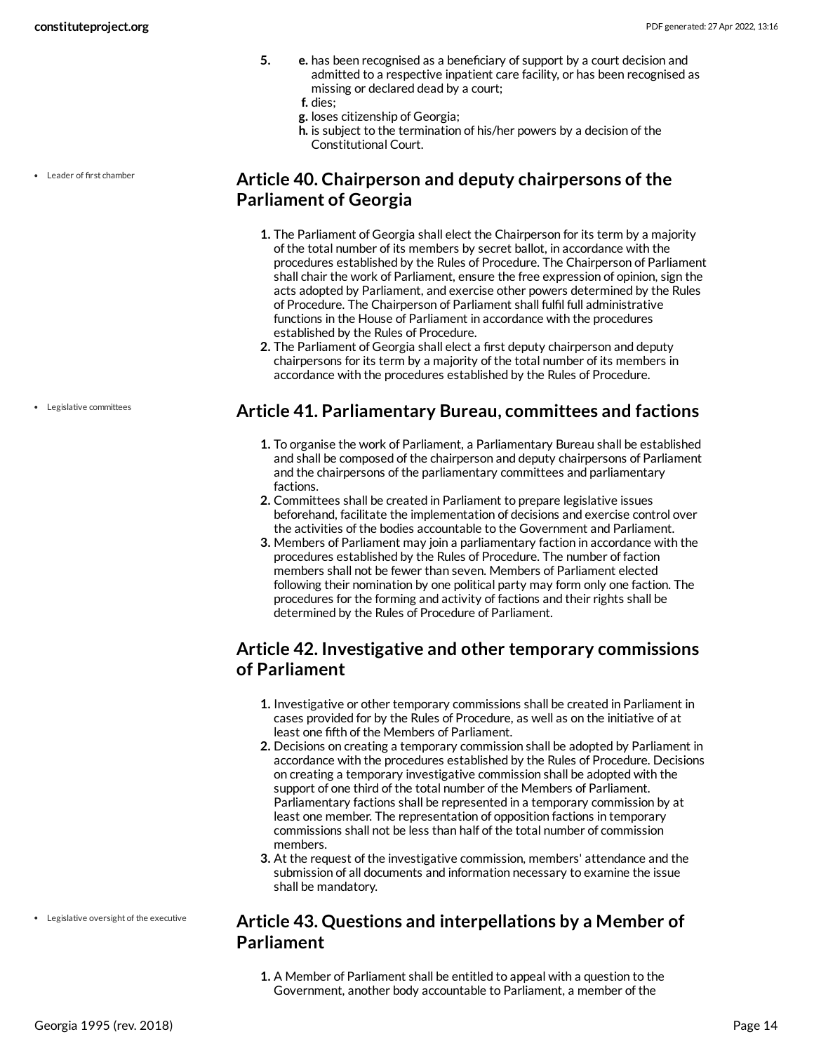5.
   e. has been recognised as a beneficiary of support by a court decision and admitted to a respective inpatient care facility, or has been recognised as missing or declared dead by a court;
   f. dies;
   g. loses citizenship of Georgia;
   h. is subject to the termination of his/her powers by a decision of the Constitutional Court.

- Leader of first chamber

## Article 40. Chairperson and deputy chairpersons of the Parliament of Georgia

1. The Parliament of Georgia shall elect the Chairperson for its term by a majority of the total number of its members by secret ballot, in accordance with the procedures established by the Rules of Procedure. The Chairperson of Parliament shall chair the work of Parliament, ensure the free expression of opinion, sign the acts adopted by Parliament, and exercise other powers determined by the Rules of Procedure. The Chairperson of Parliament shall fulfil full administrative functions in the House of Parliament in accordance with the procedures established by the Rules of Procedure.
2. The Parliament of Georgia shall elect a first deputy chairperson and deputy chairpersons for its term by a majority of the total number of its members in accordance with the procedures established by the Rules of Procedure.

- Legislative committees

## Article 41. Parliamentary Bureau, committees and factions

1. To organise the work of Parliament, a Parliamentary Bureau shall be established and shall be composed of the chairperson and deputy chairpersons of Parliament and the chairpersons of the parliamentary committees and parliamentary factions.
2. Committees shall be created in Parliament to prepare legislative issues beforehand, facilitate the implementation of decisions and exercise control over the activities of the bodies accountable to the Government and Parliament.
3. Members of Parliament may join a parliamentary faction in accordance with the procedures established by the Rules of Procedure. The number of faction members shall not be fewer than seven. Members of Parliament elected following their nomination by one political party may form only one faction. The procedures for the forming and activity of factions and their rights shall be determined by the Rules of Procedure of Parliament.

## Article 42. Investigative and other temporary commissions of Parliament

1. Investigative or other temporary commissions shall be created in Parliament in cases provided for by the Rules of Procedure, as well as on the initiative of at least one fifth of the Members of Parliament.
2. Decisions on creating a temporary commission shall be adopted by Parliament in accordance with the procedures established by the Rules of Procedure. Decisions on creating a temporary investigative commission shall be adopted with the support of one third of the total number of the Members of Parliament. Parliamentary factions shall be represented in a temporary commission by at least one member. The representation of opposition factions in temporary commissions shall not be less than half of the total number of commission members.
3. At the request of the investigative commission, members' attendance and the submission of all documents and information necessary to examine the issue shall be mandatory.

- Legislative oversight of the executive

## Article 43. Questions and interpellations by a Member of Parliament

1. A Member of Parliament shall be entitled to appeal with a question to the Government, another body accountable to Parliament, a member of the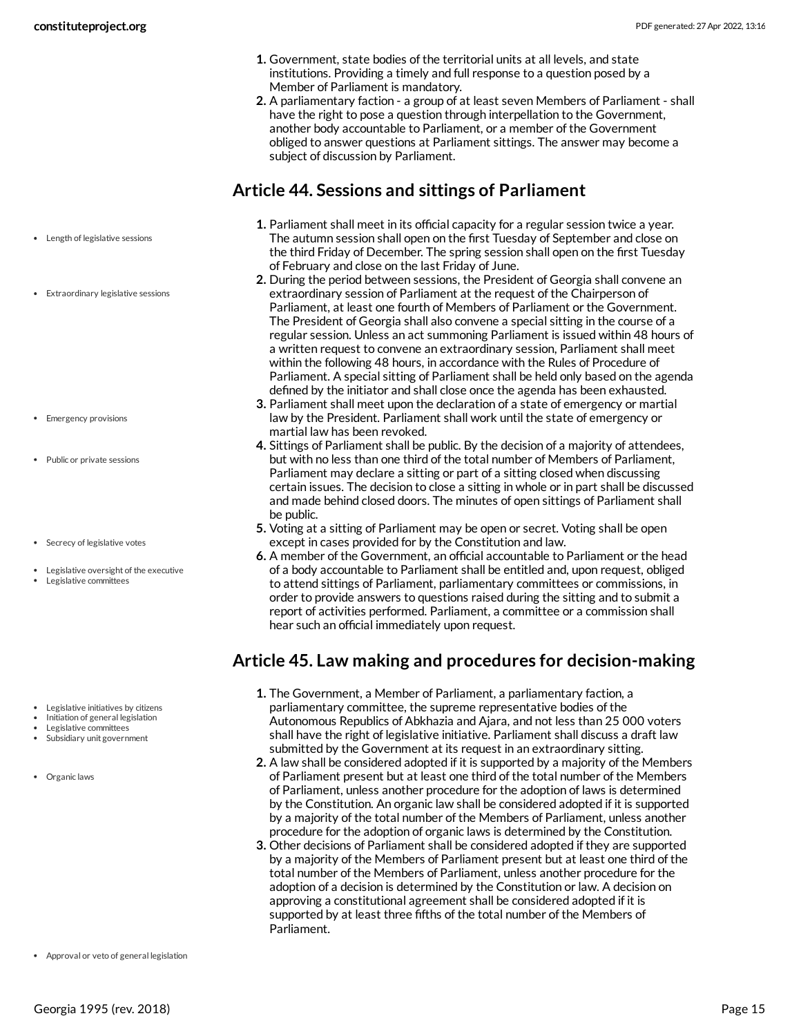1. Government, state bodies of the territorial units at all levels, and state institutions. Providing a timely and full response to a question posed by a Member of Parliament is mandatory.
2. A parliamentary faction - a group of at least seven Members of Parliament - shall have the right to pose a question through interpellation to the Government, another body accountable to Parliament, or a member of the Government obliged to answer questions at Parliament sittings. The answer may become a subject of discussion by Parliament.

## Article 44. Sessions and sittings of Parliament

- Length of legislative sessions
- Extraordinary legislative sessions
- Emergency provisions
- Public or private sessions
- Secrecy of legislative votes
- Legislative oversight of the executive
- Legislative committees

1. Parliament shall meet in its official capacity for a regular session twice a year. The autumn session shall open on the first Tuesday of September and close on the third Friday of December. The spring session shall open on the first Tuesday of February and close on the last Friday of June.
2. During the period between sessions, the President of Georgia shall convene an extraordinary session of Parliament at the request of the Chairperson of Parliament, at least one fourth of Members of Parliament or the Government. The President of Georgia shall also convene a special sitting in the course of a regular session. Unless an act summoning Parliament is issued within 48 hours of a written request to convene an extraordinary session, Parliament shall meet within the following 48 hours, in accordance with the Rules of Procedure of Parliament. A special sitting of Parliament shall be held only based on the agenda defined by the initiator and shall close once the agenda has been exhausted.
3. Parliament shall meet upon the declaration of a state of emergency or martial law by the President. Parliament shall work until the state of emergency or martial law has been revoked.
4. Sittings of Parliament shall be public. By the decision of a majority of attendees, but with no less than one third of the total number of Members of Parliament, Parliament may declare a sitting or part of a sitting closed when discussing certain issues. The decision to close a sitting in whole or in part shall be discussed and made behind closed doors. The minutes of open sittings of Parliament shall be public.
5. Voting at a sitting of Parliament may be open or secret. Voting shall be open except in cases provided for by the Constitution and law.
6. A member of the Government, an official accountable to Parliament or the head of a body accountable to Parliament shall be entitled and, upon request, obliged to attend sittings of Parliament, parliamentary committees or commissions, in order to provide answers to questions raised during the sitting and to submit a report of activities performed. Parliament, a committee or a commission shall hear such an official immediately upon request.

## Article 45. Law making and procedures for decision-making

- Legislative initiatives by citizens
- Initiation of general legislation
- Legislative committees
- Subsidiary unit government
- Organic laws
- Approval or veto of general legislation

1. The Government, a Member of Parliament, a parliamentary faction, a parliamentary committee, the supreme representative bodies of the Autonomous Republics of Abkhazia and Ajara, and not less than 25 000 voters shall have the right of legislative initiative. Parliament shall discuss a draft law submitted by the Government at its request in an extraordinary sitting.
2. A law shall be considered adopted if it is supported by a majority of the Members of Parliament present but at least one third of the total number of the Members of Parliament, unless another procedure for the adoption of laws is determined by the Constitution. An organic law shall be considered adopted if it is supported by a majority of the total number of the Members of Parliament, unless another procedure for the adoption of organic laws is determined by the Constitution.
3. Other decisions of Parliament shall be considered adopted if they are supported by a majority of the Members of Parliament present but at least one third of the total number of the Members of Parliament, unless another procedure for the adoption of a decision is determined by the Constitution or law. A decision on approving a constitutional agreement shall be considered adopted if it is supported by at least three fifths of the total number of the Members of Parliament.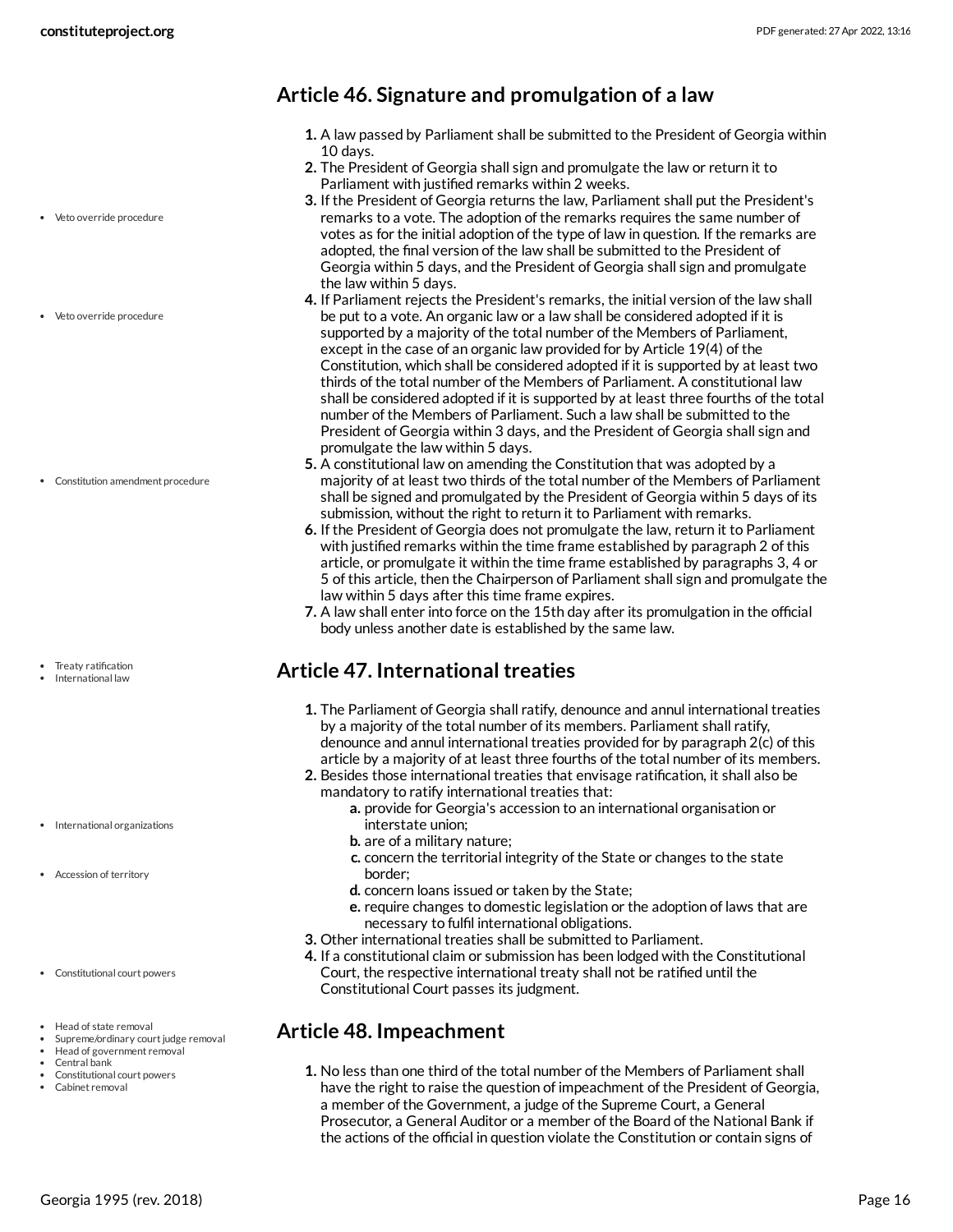## Article 46. Signature and promulgation of a law

1. A law passed by Parliament shall be submitted to the President of Georgia within 10 days.
2. The President of Georgia shall sign and promulgate the law or return it to Parliament with justified remarks within 2 weeks.
3. If the President of Georgia returns the law, Parliament shall put the President's remarks to a vote. The adoption of the remarks requires the same number of votes as for the initial adoption of the type of law in question. If the remarks are adopted, the final version of the law shall be submitted to the President of Georgia within 5 days, and the President of Georgia shall sign and promulgate the law within 5 days.
4. If Parliament rejects the President's remarks, the initial version of the law shall be put to a vote. An organic law or a law shall be considered adopted if it is supported by a majority of the total number of the Members of Parliament, except in the case of an organic law provided for by Article 19(4) of the Constitution, which shall be considered adopted if it is supported by at least two thirds of the total number of the Members of Parliament. A constitutional law shall be considered adopted if it is supported by at least three fourths of the total number of the Members of Parliament. Such a law shall be submitted to the President of Georgia within 3 days, and the President of Georgia shall sign and promulgate the law within 5 days.
5. A constitutional law on amending the Constitution that was adopted by a majority of at least two thirds of the total number of the Members of Parliament shall be signed and promulgated by the President of Georgia within 5 days of its submission, without the right to return it to Parliament with remarks.
6. If the President of Georgia does not promulgate the law, return it to Parliament with justified remarks within the time frame established by paragraph 2 of this article, or promulgate it within the time frame established by paragraphs 3, 4 or 5 of this article, then the Chairperson of Parliament shall sign and promulgate the law within 5 days after this time frame expires.
7. A law shall enter into force on the 15th day after its promulgation in the official body unless another date is established by the same law.

## Article 47. International treaties

1. The Parliament of Georgia shall ratify, denounce and annul international treaties by a majority of the total number of its members. Parliament shall ratify, denounce and annul international treaties provided for by paragraph 2(c) of this article by a majority of at least three fourths of the total number of its members.
2. Besides those international treaties that envisage ratification, it shall also be mandatory to ratify international treaties that:
   - a. provide for Georgia's accession to an international organisation or interstate union;
   - b. are of a military nature;
   - c. concern the territorial integrity of the State or changes to the state border;
   - d. concern loans issued or taken by the State;
   - e. require changes to domestic legislation or the adoption of laws that are necessary to fulfil international obligations.
3. Other international treaties shall be submitted to Parliament.
4. If a constitutional claim or submission has been lodged with the Constitutional Court, the respective international treaty shall not be ratified until the Constitutional Court passes its judgment.

## Article 48. Impeachment

1. No less than one third of the total number of the Members of Parliament shall have the right to raise the question of impeachment of the President of Georgia, a member of the Government, a judge of the Supreme Court, a General Prosecutor, a General Auditor or a member of the Board of the National Bank if the actions of the official in question violate the Constitution or contain signs of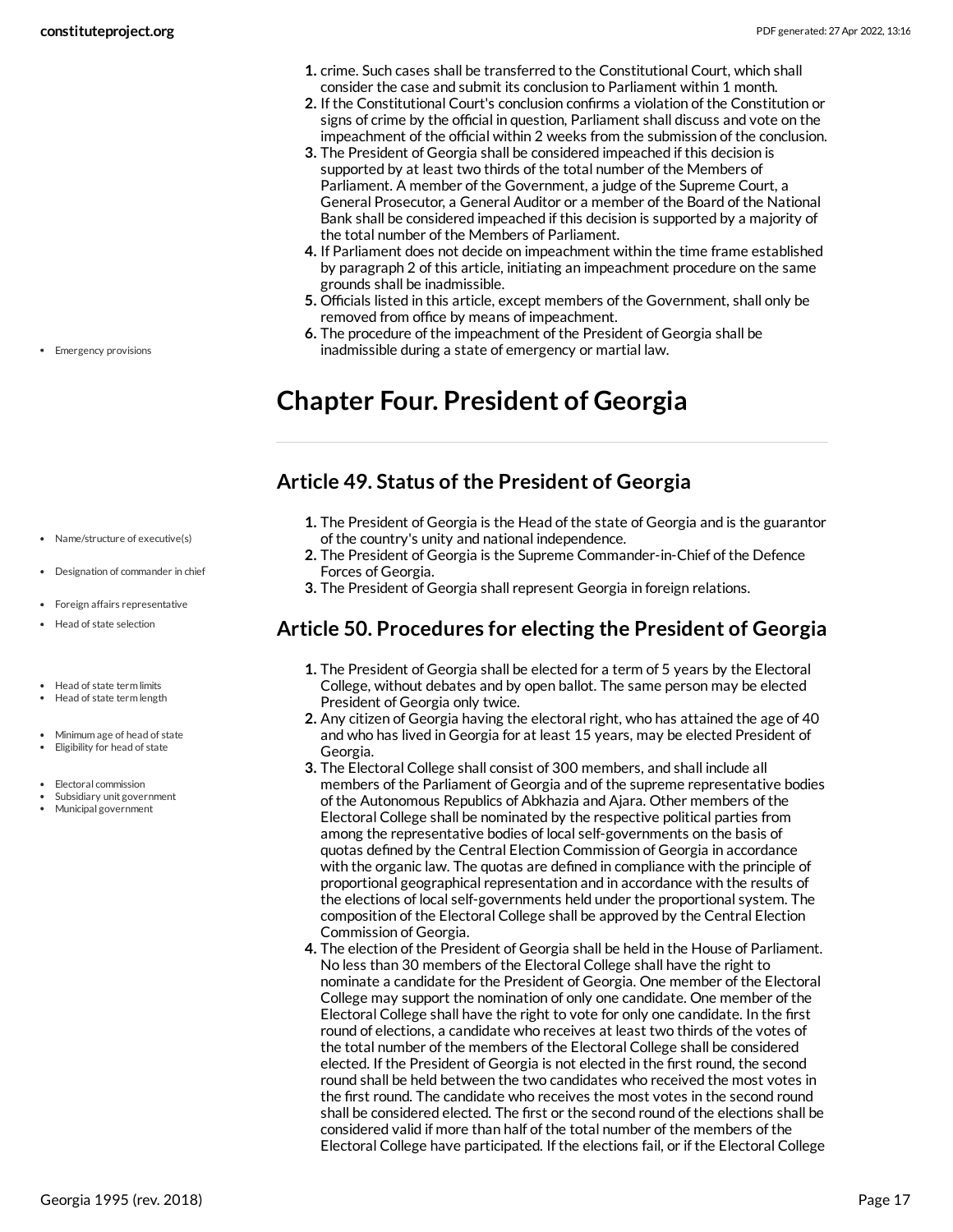1. crime. Such cases shall be transferred to the Constitutional Court, which shall consider the case and submit its conclusion to Parliament within 1 month.
2. If the Constitutional Court's conclusion confirms a violation of the Constitution or signs of crime by the official in question, Parliament shall discuss and vote on the impeachment of the official within 2 weeks from the submission of the conclusion.
3. The President of Georgia shall be considered impeached if this decision is supported by at least two thirds of the total number of the Members of Parliament. A member of the Government, a judge of the Supreme Court, a General Prosecutor, a General Auditor or a member of the Board of the National Bank shall be considered impeached if this decision is supported by a majority of the total number of the Members of Parliament.
4. If Parliament does not decide on impeachment within the time frame established by paragraph 2 of this article, initiating an impeachment procedure on the same grounds shall be inadmissible.
5. Officials listed in this article, except members of the Government, shall only be removed from office by means of impeachment.
6. The procedure of the impeachment of the President of Georgia shall be inadmissible during a state of emergency or martial law.

# Chapter Four. President of Georgia

## Article 49. Status of the President of Georgia

1. The President of Georgia is the Head of the state of Georgia and is the guarantor of the country's unity and national independence.
2. The President of Georgia is the Supreme Commander-in-Chief of the Defence Forces of Georgia.
3. The President of Georgia shall represent Georgia in foreign relations.

## Article 50. Procedures for electing the President of Georgia

1. The President of Georgia shall be elected for a term of 5 years by the Electoral College, without debates and by open ballot. The same person may be elected President of Georgia only twice.
2. Any citizen of Georgia having the electoral right, who has attained the age of 40 and who has lived in Georgia for at least 15 years, may be elected President of Georgia.
3. The Electoral College shall consist of 300 members, and shall include all members of the Parliament of Georgia and of the supreme representative bodies of the Autonomous Republics of Abkhazia and Ajara. Other members of the Electoral College shall be nominated by the respective political parties from among the representative bodies of local self-governments on the basis of quotas defined by the Central Election Commission of Georgia in accordance with the organic law. The quotas are defined in compliance with the principle of proportional geographical representation and in accordance with the results of the elections of local self-governments held under the proportional system. The composition of the Electoral College shall be approved by the Central Election Commission of Georgia.
4. The election of the President of Georgia shall be held in the House of Parliament. No less than 30 members of the Electoral College shall have the right to nominate a candidate for the President of Georgia. One member of the Electoral College may support the nomination of only one candidate. One member of the Electoral College shall have the right to vote for only one candidate. In the first round of elections, a candidate who receives at least two thirds of the votes of the total number of the members of the Electoral College shall be considered elected. If the President of Georgia is not elected in the first round, the second round shall be held between the two candidates who received the most votes in the first round. The candidate who receives the most votes in the second round shall be considered elected. The first or the second round of the elections shall be considered valid if more than half of the total number of the members of the Electoral College have participated. If the elections fail, or if the Electoral College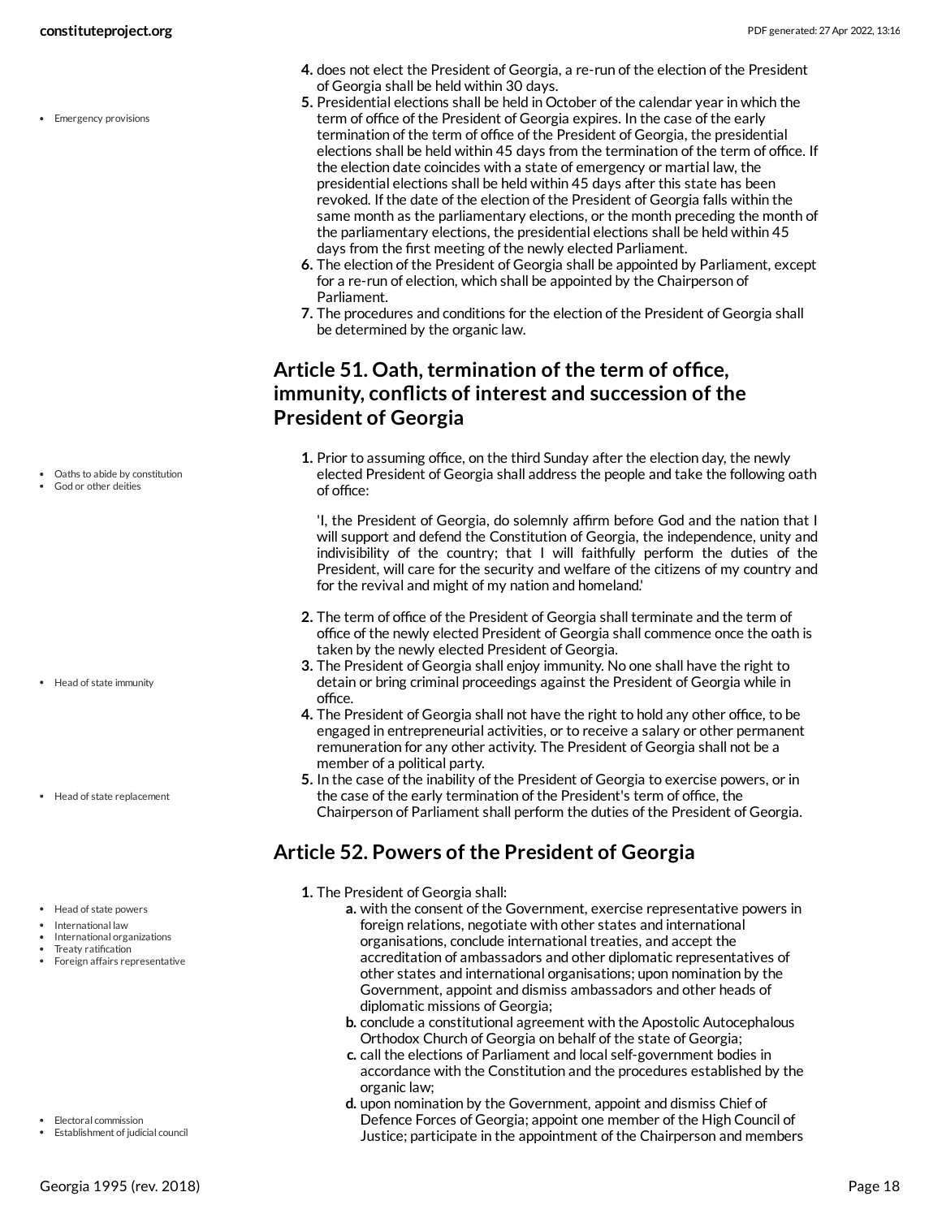4. does not elect the President of Georgia, a re-run of the election of the President of Georgia shall be held within 30 days.
5. Presidential elections shall be held in October of the calendar year in which the term of office of the President of Georgia expires. In the case of the early termination of the term of office of the President of Georgia, the presidential elections shall be held within 45 days from the termination of the term of office. If the election date coincides with a state of emergency or martial law, the presidential elections shall be held within 45 days after this state has been revoked. If the date of the election of the President of Georgia falls within the same month as the parliamentary elections, or the month preceding the month of the parliamentary elections, the presidential elections shall be held within 45 days from the first meeting of the newly elected Parliament.
6. The election of the President of Georgia shall be appointed by Parliament, except for a re-run of election, which shall be appointed by the Chairperson of Parliament.
7. The procedures and conditions for the election of the President of Georgia shall be determined by the organic law.

## Article 51. Oath, termination of the term of office, immunity, conflicts of interest and succession of the President of Georgia

1. Prior to assuming office, on the third Sunday after the election day, the newly elected President of Georgia shall address the people and take the following oath of office:

   'I, the President of Georgia, do solemnly affirm before God and the nation that I will support and defend the Constitution of Georgia, the independence, unity and indivisibility of the country; that I will faithfully perform the duties of the President, will care for the security and welfare of the citizens of my country and for the revival and might of my nation and homeland.'

2. The term of office of the President of Georgia shall terminate and the term of office of the newly elected President of Georgia shall commence once the oath is taken by the newly elected President of Georgia.
3. The President of Georgia shall enjoy immunity. No one shall have the right to detain or bring criminal proceedings against the President of Georgia while in office.
4. The President of Georgia shall not have the right to hold any other office, to be engaged in entrepreneurial activities, or to receive a salary or other permanent remuneration for any other activity. The President of Georgia shall not be a member of a political party.
5. In the case of the inability of the President of Georgia to exercise powers, or in the case of the early termination of the President's term of office, the Chairperson of Parliament shall perform the duties of the President of Georgia.

## Article 52. Powers of the President of Georgia

1. The President of Georgia shall:
   a. with the consent of the Government, exercise representative powers in foreign relations, negotiate with other states and international organisations, conclude international treaties, and accept the accreditation of ambassadors and other diplomatic representatives of other states and international organisations; upon nomination by the Government, appoint and dismiss ambassadors and other heads of diplomatic missions of Georgia;
   b. conclude a constitutional agreement with the Apostolic Autocephalous Orthodox Church of Georgia on behalf of the state of Georgia;
   c. call the elections of Parliament and local self-government bodies in accordance with the Constitution and the procedures established by the organic law;
   d. upon nomination by the Government, appoint and dismiss Chief of Defence Forces of Georgia; appoint one member of the High Council of Justice; participate in the appointment of the Chairperson and members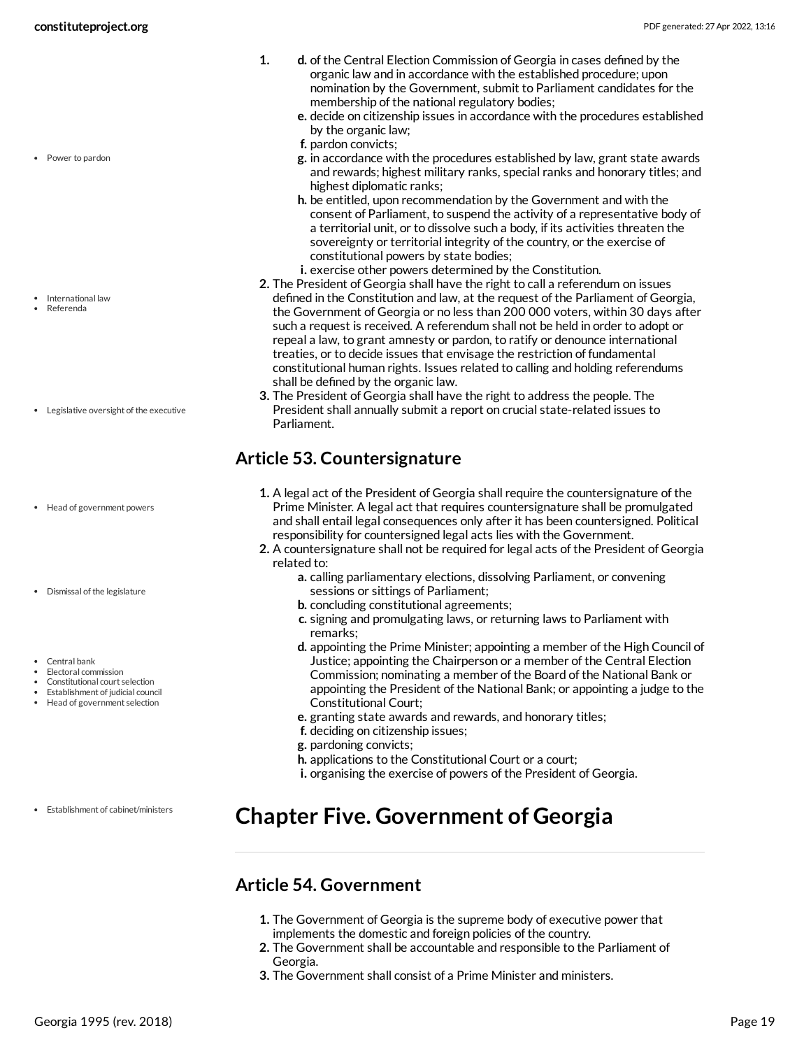1. 
    d. of the Central Election Commission of Georgia in cases defined by the organic law and in accordance with the established procedure; upon nomination by the Government, submit to Parliament candidates for the membership of the national regulatory bodies;
    e. decide on citizenship issues in accordance with the procedures established by the organic law;
    f. pardon convicts;
    g. in accordance with the procedures established by law, grant state awards and rewards; highest military ranks, special ranks and honorary titles; and highest diplomatic ranks;
    h. be entitled, upon recommendation by the Government and with the consent of Parliament, to suspend the activity of a representative body of a territorial unit, or to dissolve such a body, if its activities threaten the sovereignty or territorial integrity of the country, or the exercise of constitutional powers by state bodies;
    i. exercise other powers determined by the Constitution.
2. The President of Georgia shall have the right to call a referendum on issues defined in the Constitution and law, at the request of the Parliament of Georgia, the Government of Georgia or no less than 200 000 voters, within 30 days after such a request is received. A referendum shall not be held in order to adopt or repeal a law, to grant amnesty or pardon, to ratify or denounce international treaties, or to decide issues that envisage the restriction of fundamental constitutional human rights. Issues related to calling and holding referendums shall be defined by the organic law.
3. The President of Georgia shall have the right to address the people. The President shall annually submit a report on crucial state-related issues to Parliament.

## Article 53. Countersignature

1. A legal act of the President of Georgia shall require the countersignature of the Prime Minister. A legal act that requires countersignature shall be promulgated and shall entail legal consequences only after it has been countersigned. Political responsibility for countersigned legal acts lies with the Government.
2. A countersignature shall not be required for legal acts of the President of Georgia related to:
    a. calling parliamentary elections, dissolving Parliament, or convening sessions or sittings of Parliament;
    b. concluding constitutional agreements;
    c. signing and promulgating laws, or returning laws to Parliament with remarks;
    d. appointing the Prime Minister; appointing a member of the High Council of Justice; appointing the Chairperson or a member of the Central Election Commission; nominating a member of the Board of the National Bank or appointing the President of the National Bank; or appointing a judge to the Constitutional Court;
    e. granting state awards and rewards, and honorary titles;
    f. deciding on citizenship issues;
    g. pardoning convicts;
    h. applications to the Constitutional Court or a court;
    i. organising the exercise of powers of the President of Georgia.

# Chapter Five. Government of Georgia

## Article 54. Government

1. The Government of Georgia is the supreme body of executive power that implements the domestic and foreign policies of the country.
2. The Government shall be accountable and responsible to the Parliament of Georgia.
3. The Government shall consist of a Prime Minister and ministers.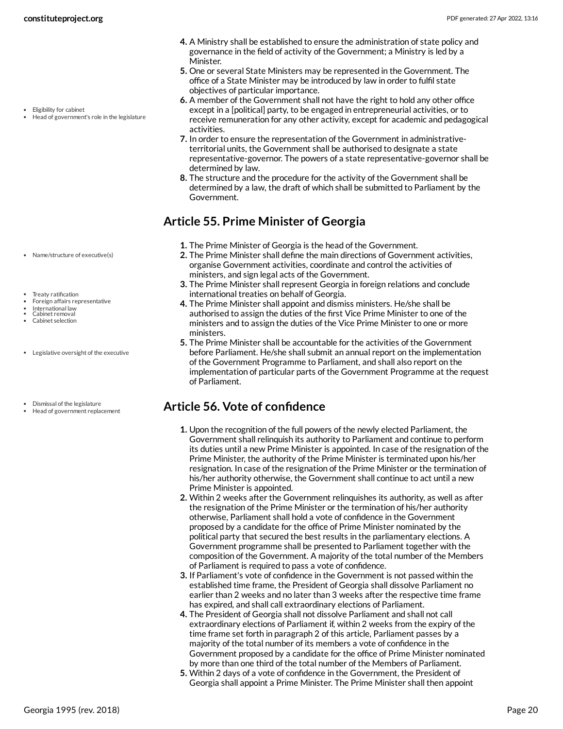4. A Ministry shall be established to ensure the administration of state policy and governance in the field of activity of the Government; a Ministry is led by a Minister.
5. One or several State Ministers may be represented in the Government. The office of a State Minister may be introduced by law in order to fulfil state objectives of particular importance.
6. A member of the Government shall not have the right to hold any other office except in a [political] party, to be engaged in entrepreneurial activities, or to receive remuneration for any other activity, except for academic and pedagogical activities.
7. In order to ensure the representation of the Government in administrative-territorial units, the Government shall be authorised to designate a state representative-governor. The powers of a state representative-governor shall be determined by law.
8. The structure and the procedure for the activity of the Government shall be determined by a law, the draft of which shall be submitted to Parliament by the Government.

## Article 55. Prime Minister of Georgia

1. The Prime Minister of Georgia is the head of the Government.
2. The Prime Minister shall define the main directions of Government activities, organise Government activities, coordinate and control the activities of ministers, and sign legal acts of the Government.
3. The Prime Minister shall represent Georgia in foreign relations and conclude international treaties on behalf of Georgia.
4. The Prime Minister shall appoint and dismiss ministers. He/she shall be authorised to assign the duties of the first Vice Prime Minister to one of the ministers and to assign the duties of the Vice Prime Minister to one or more ministers.
5. The Prime Minister shall be accountable for the activities of the Government before Parliament. He/she shall submit an annual report on the implementation of the Government Programme to Parliament, and shall also report on the implementation of particular parts of the Government Programme at the request of Parliament.

## Article 56. Vote of confidence

1. Upon the recognition of the full powers of the newly elected Parliament, the Government shall relinquish its authority to Parliament and continue to perform its duties until a new Prime Minister is appointed. In case of the resignation of the Prime Minister, the authority of the Prime Minister is terminated upon his/her resignation. In case of the resignation of the Prime Minister or the termination of his/her authority otherwise, the Government shall continue to act until a new Prime Minister is appointed.
2. Within 2 weeks after the Government relinquishes its authority, as well as after the resignation of the Prime Minister or the termination of his/her authority otherwise, Parliament shall hold a vote of confidence in the Government proposed by a candidate for the office of Prime Minister nominated by the political party that secured the best results in the parliamentary elections. A Government programme shall be presented to Parliament together with the composition of the Government. A majority of the total number of the Members of Parliament is required to pass a vote of confidence.
3. If Parliament's vote of confidence in the Government is not passed within the established time frame, the President of Georgia shall dissolve Parliament no earlier than 2 weeks and no later than 3 weeks after the respective time frame has expired, and shall call extraordinary elections of Parliament.
4. The President of Georgia shall not dissolve Parliament and shall not call extraordinary elections of Parliament if, within 2 weeks from the expiry of the time frame set forth in paragraph 2 of this article, Parliament passes by a majority of the total number of its members a vote of confidence in the Government proposed by a candidate for the office of Prime Minister nominated by more than one third of the total number of the Members of Parliament.
5. Within 2 days of a vote of confidence in the Government, the President of Georgia shall appoint a Prime Minister. The Prime Minister shall then appoint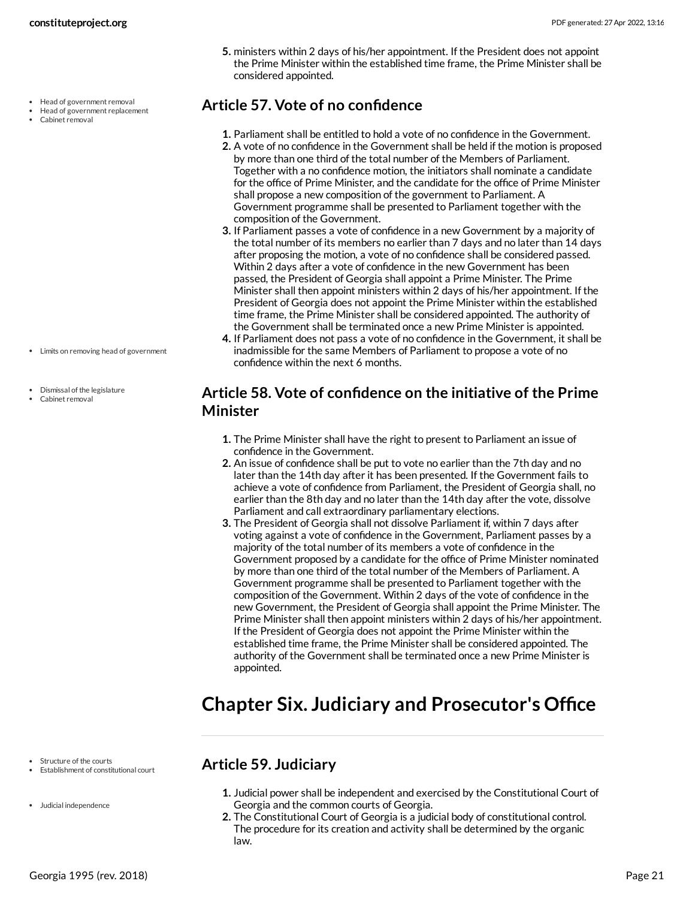5. ministers within 2 days of his/her appointment. If the President does not appoint the Prime Minister within the established time frame, the Prime Minister shall be considered appointed.

- Head of government removal
- Head of government replacement
- Cabinet removal

## Article 57. Vote of no confidence

1. Parliament shall be entitled to hold a vote of no confidence in the Government.
2. A vote of no confidence in the Government shall be held if the motion is proposed by more than one third of the total number of the Members of Parliament. Together with a no confidence motion, the initiators shall nominate a candidate for the office of Prime Minister, and the candidate for the office of Prime Minister shall propose a new composition of the government to Parliament. A Government programme shall be presented to Parliament together with the composition of the Government.
3. If Parliament passes a vote of confidence in a new Government by a majority of the total number of its members no earlier than 7 days and no later than 14 days after proposing the motion, a vote of no confidence shall be considered passed. Within 2 days after a vote of confidence in the new Government has been passed, the President of Georgia shall appoint a Prime Minister. The Prime Minister shall then appoint ministers within 2 days of his/her appointment. If the President of Georgia does not appoint the Prime Minister within the established time frame, the Prime Minister shall be considered appointed. The authority of the Government shall be terminated once a new Prime Minister is appointed.
4. If Parliament does not pass a vote of no confidence in the Government, it shall be inadmissible for the same Members of Parliament to propose a vote of no confidence within the next 6 months.

- Limits on removing head of government

- Dismissal of the legislature
- Cabinet removal

## Article 58. Vote of confidence on the initiative of the Prime Minister

1. The Prime Minister shall have the right to present to Parliament an issue of confidence in the Government.
2. An issue of confidence shall be put to vote no earlier than the 7th day and no later than the 14th day after it has been presented. If the Government fails to achieve a vote of confidence from Parliament, the President of Georgia shall, no earlier than the 8th day and no later than the 14th day after the vote, dissolve Parliament and call extraordinary parliamentary elections.
3. The President of Georgia shall not dissolve Parliament if, within 7 days after voting against a vote of confidence in the Government, Parliament passes by a majority of the total number of its members a vote of confidence in the Government proposed by a candidate for the office of Prime Minister nominated by more than one third of the total number of the Members of Parliament. A Government programme shall be presented to Parliament together with the composition of the Government. Within 2 days of the vote of confidence in the new Government, the President of Georgia shall appoint the Prime Minister. The Prime Minister shall then appoint ministers within 2 days of his/her appointment. If the President of Georgia does not appoint the Prime Minister within the established time frame, the Prime Minister shall be considered appointed. The authority of the Government shall be terminated once a new Prime Minister is appointed.

# Chapter Six. Judiciary and Prosecutor's Office

- Structure of the courts
- Establishment of constitutional court

## Article 59. Judiciary

- Judicial independence

1. Judicial power shall be independent and exercised by the Constitutional Court of Georgia and the common courts of Georgia.
2. The Constitutional Court of Georgia is a judicial body of constitutional control. The procedure for its creation and activity shall be determined by the organic law.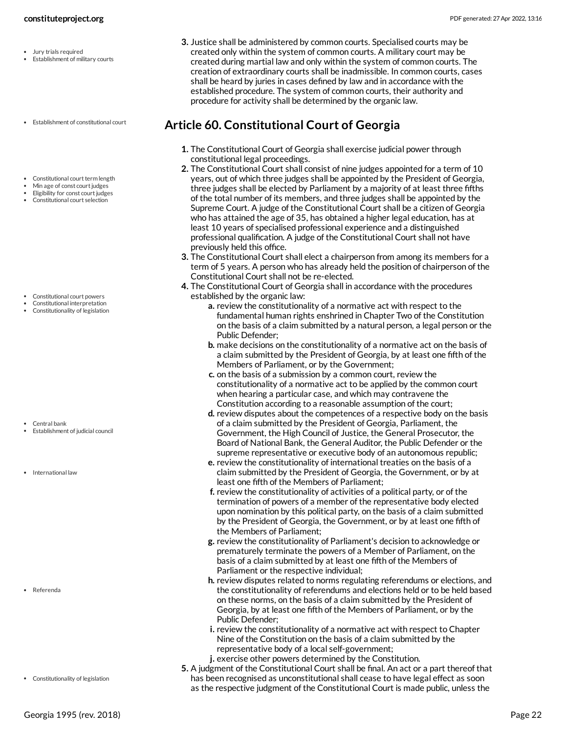3. Justice shall be administered by common courts. Specialised courts may be created only within the system of common courts. A military court may be created during martial law and only within the system of common courts. The creation of extraordinary courts shall be inadmissible. In common courts, cases shall be heard by juries in cases defined by law and in accordance with the established procedure. The system of common courts, their authority and procedure for activity shall be determined by the organic law.

## Article 60. Constitutional Court of Georgia

1. The Constitutional Court of Georgia shall exercise judicial power through constitutional legal proceedings.
2. The Constitutional Court shall consist of nine judges appointed for a term of 10 years, out of which three judges shall be appointed by the President of Georgia, three judges shall be elected by Parliament by a majority of at least three fifths of the total number of its members, and three judges shall be appointed by the Supreme Court. A judge of the Constitutional Court shall be a citizen of Georgia who has attained the age of 35, has obtained a higher legal education, has at least 10 years of specialised professional experience and a distinguished professional qualification. A judge of the Constitutional Court shall not have previously held this office.
3. The Constitutional Court shall elect a chairperson from among its members for a term of 5 years. A person who has already held the position of chairperson of the Constitutional Court shall not be re-elected.
4. The Constitutional Court of Georgia shall in accordance with the procedures established by the organic law:
   - a. review the constitutionality of a normative act with respect to the fundamental human rights enshrined in Chapter Two of the Constitution on the basis of a claim submitted by a natural person, a legal person or the Public Defender;
   - b. make decisions on the constitutionality of a normative act on the basis of a claim submitted by the President of Georgia, by at least one fifth of the Members of Parliament, or by the Government;
   - c. on the basis of a submission by a common court, review the constitutionality of a normative act to be applied by the common court when hearing a particular case, and which may contravene the Constitution according to a reasonable assumption of the court;
   - d. review disputes about the competences of a respective body on the basis of a claim submitted by the President of Georgia, Parliament, the Government, the High Council of Justice, the General Prosecutor, the Board of National Bank, the General Auditor, the Public Defender or the supreme representative or executive body of an autonomous republic;
   - e. review the constitutionality of international treaties on the basis of a claim submitted by the President of Georgia, the Government, or by at least one fifth of the Members of Parliament;
   - f. review the constitutionality of activities of a political party, or of the termination of powers of a member of the representative body elected upon nomination by this political party, on the basis of a claim submitted by the President of Georgia, the Government, or by at least one fifth of the Members of Parliament;
   - g. review the constitutionality of Parliament's decision to acknowledge or prematurely terminate the powers of a Member of Parliament, on the basis of a claim submitted by at least one fifth of the Members of Parliament or the respective individual;
   - h. review disputes related to norms regulating referendums or elections, and the constitutionality of referendums and elections held or to be held based on these norms, on the basis of a claim submitted by the President of Georgia, by at least one fifth of the Members of Parliament, or by the Public Defender;
   - i. review the constitutionality of a normative act with respect to Chapter Nine of the Constitution on the basis of a claim submitted by the representative body of a local self-government;
   - j. exercise other powers determined by the Constitution.
5. A judgment of the Constitutional Court shall be final. An act or a part thereof that has been recognised as unconstitutional shall cease to have legal effect as soon as the respective judgment of the Constitutional Court is made public, unless the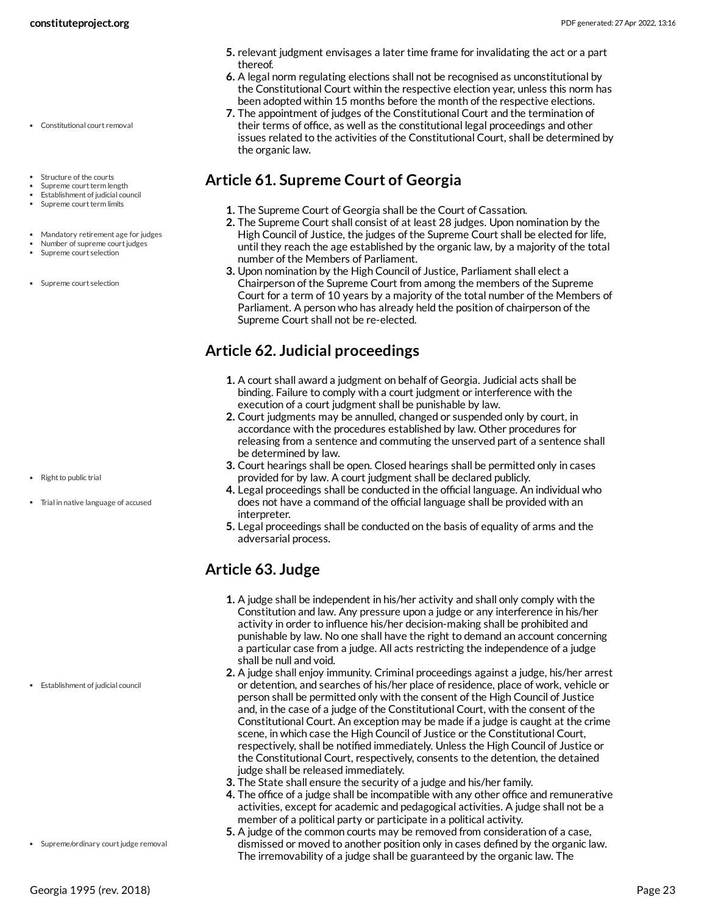5. relevant judgment envisages a later time frame for invalidating the act or a part thereof.
6. A legal norm regulating elections shall not be recognised as unconstitutional by the Constitutional Court within the respective election year, unless this norm has been adopted within 15 months before the month of the respective elections.
7. The appointment of judges of the Constitutional Court and the termination of their terms of office, as well as the constitutional legal proceedings and other issues related to the activities of the Constitutional Court, shall be determined by the organic law.

## Article 61. Supreme Court of Georgia

1. The Supreme Court of Georgia shall be the Court of Cassation.
2. The Supreme Court shall consist of at least 28 judges. Upon nomination by the High Council of Justice, the judges of the Supreme Court shall be elected for life, until they reach the age established by the organic law, by a majority of the total number of the Members of Parliament.
3. Upon nomination by the High Council of Justice, Parliament shall elect a Chairperson of the Supreme Court from among the members of the Supreme Court for a term of 10 years by a majority of the total number of the Members of Parliament. A person who has already held the position of chairperson of the Supreme Court shall not be re-elected.

## Article 62. Judicial proceedings

1. A court shall award a judgment on behalf of Georgia. Judicial acts shall be binding. Failure to comply with a court judgment or interference with the execution of a court judgment shall be punishable by law.
2. Court judgments may be annulled, changed or suspended only by court, in accordance with the procedures established by law. Other procedures for releasing from a sentence and commuting the unserved part of a sentence shall be determined by law.
3. Court hearings shall be open. Closed hearings shall be permitted only in cases provided for by law. A court judgment shall be declared publicly.
4. Legal proceedings shall be conducted in the official language. An individual who does not have a command of the official language shall be provided with an interpreter.
5. Legal proceedings shall be conducted on the basis of equality of arms and the adversarial process.

## Article 63. Judge

1. A judge shall be independent in his/her activity and shall only comply with the Constitution and law. Any pressure upon a judge or any interference in his/her activity in order to influence his/her decision-making shall be prohibited and punishable by law. No one shall have the right to demand an account concerning a particular case from a judge. All acts restricting the independence of a judge shall be null and void.
2. A judge shall enjoy immunity. Criminal proceedings against a judge, his/her arrest or detention, and searches of his/her place of residence, place of work, vehicle or person shall be permitted only with the consent of the High Council of Justice and, in the case of a judge of the Constitutional Court, with the consent of the Constitutional Court. An exception may be made if a judge is caught at the crime scene, in which case the High Council of Justice or the Constitutional Court, respectively, shall be notified immediately. Unless the High Council of Justice or the Constitutional Court, respectively, consents to the detention, the detained judge shall be released immediately.
3. The State shall ensure the security of a judge and his/her family.
4. The office of a judge shall be incompatible with any other office and remunerative activities, except for academic and pedagogical activities. A judge shall not be a member of a political party or participate in a political activity.
5. A judge of the common courts may be removed from consideration of a case, dismissed or moved to another position only in cases defined by the organic law. The irremovability of a judge shall be guaranteed by the organic law. The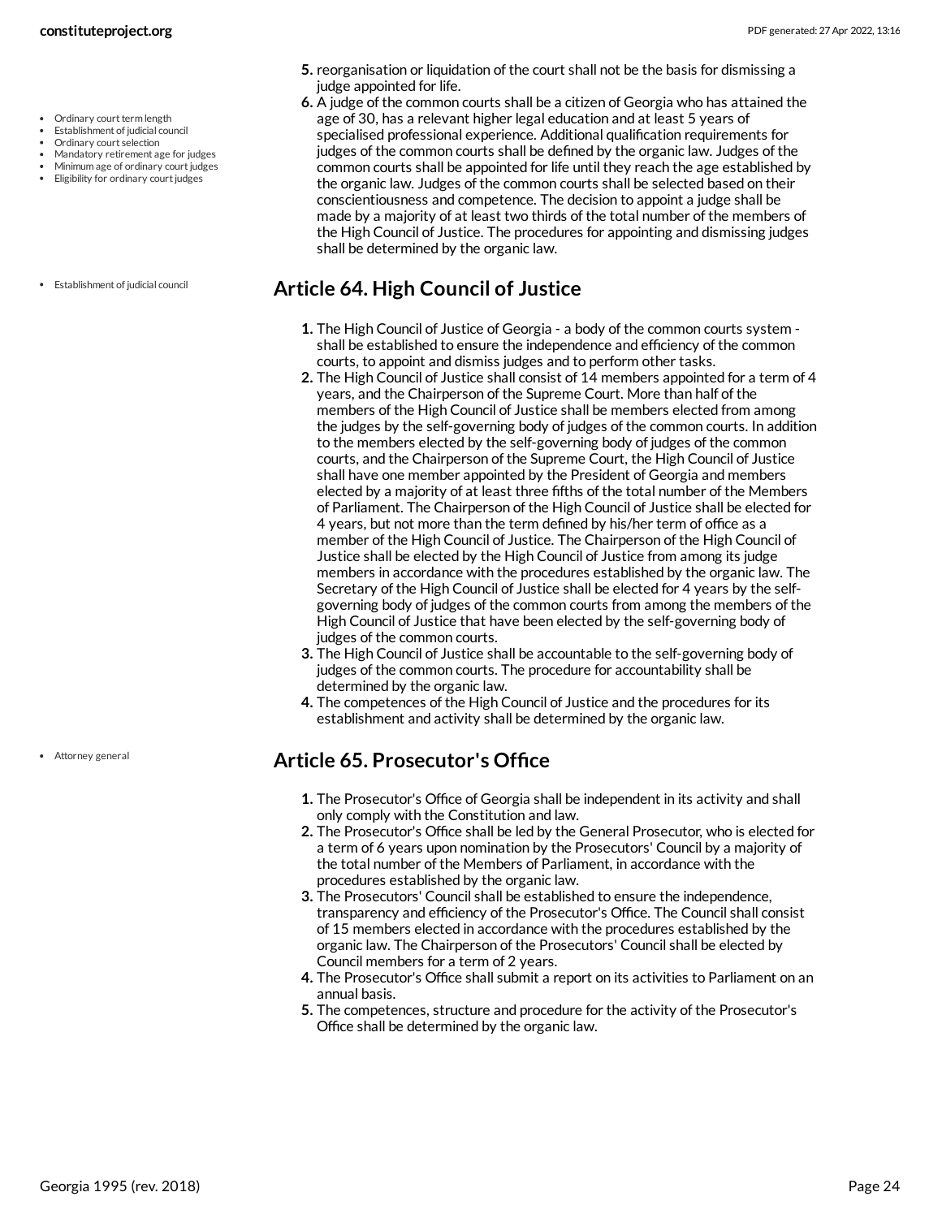5. reorganisation or liquidation of the court shall not be the basis for dismissing a judge appointed for life.
6. A judge of the common courts shall be a citizen of Georgia who has attained the age of 30, has a relevant higher legal education and at least 5 years of specialised professional experience. Additional qualification requirements for judges of the common courts shall be defined by the organic law. Judges of the common courts shall be appointed for life until they reach the age established by the organic law. Judges of the common courts shall be selected based on their conscientiousness and competence. The decision to appoint a judge shall be made by a majority of at least two thirds of the total number of the members of the High Council of Justice. The procedures for appointing and dismissing judges shall be determined by the organic law.

## Article 64. High Council of Justice

1. The High Council of Justice of Georgia - a body of the common courts system - shall be established to ensure the independence and efficiency of the common courts, to appoint and dismiss judges and to perform other tasks.
2. The High Council of Justice shall consist of 14 members appointed for a term of 4 years, and the Chairperson of the Supreme Court. More than half of the members of the High Council of Justice shall be members elected from among the judges by the self-governing body of judges of the common courts. In addition to the members elected by the self-governing body of judges of the common courts, and the Chairperson of the Supreme Court, the High Council of Justice shall have one member appointed by the President of Georgia and members elected by a majority of at least three fifths of the total number of the Members of Parliament. The Chairperson of the High Council of Justice shall be elected for 4 years, but not more than the term defined by his/her term of office as a member of the High Council of Justice. The Chairperson of the High Council of Justice shall be elected by the High Council of Justice from among its judge members in accordance with the procedures established by the organic law. The Secretary of the High Council of Justice shall be elected for 4 years by the self-governing body of judges of the common courts from among the members of the High Council of Justice that have been elected by the self-governing body of judges of the common courts.
3. The High Council of Justice shall be accountable to the self-governing body of judges of the common courts. The procedure for accountability shall be determined by the organic law.
4. The competences of the High Council of Justice and the procedures for its establishment and activity shall be determined by the organic law.

## Article 65. Prosecutor's Office

1. The Prosecutor's Office of Georgia shall be independent in its activity and shall only comply with the Constitution and law.
2. The Prosecutor's Office shall be led by the General Prosecutor, who is elected for a term of 6 years upon nomination by the Prosecutors' Council by a majority of the total number of the Members of Parliament, in accordance with the procedures established by the organic law.
3. The Prosecutors' Council shall be established to ensure the independence, transparency and efficiency of the Prosecutor's Office. The Council shall consist of 15 members elected in accordance with the procedures established by the organic law. The Chairperson of the Prosecutors' Council shall be elected by Council members for a term of 2 years.
4. The Prosecutor's Office shall submit a report on its activities to Parliament on an annual basis.
5. The competences, structure and procedure for the activity of the Prosecutor's Office shall be determined by the organic law.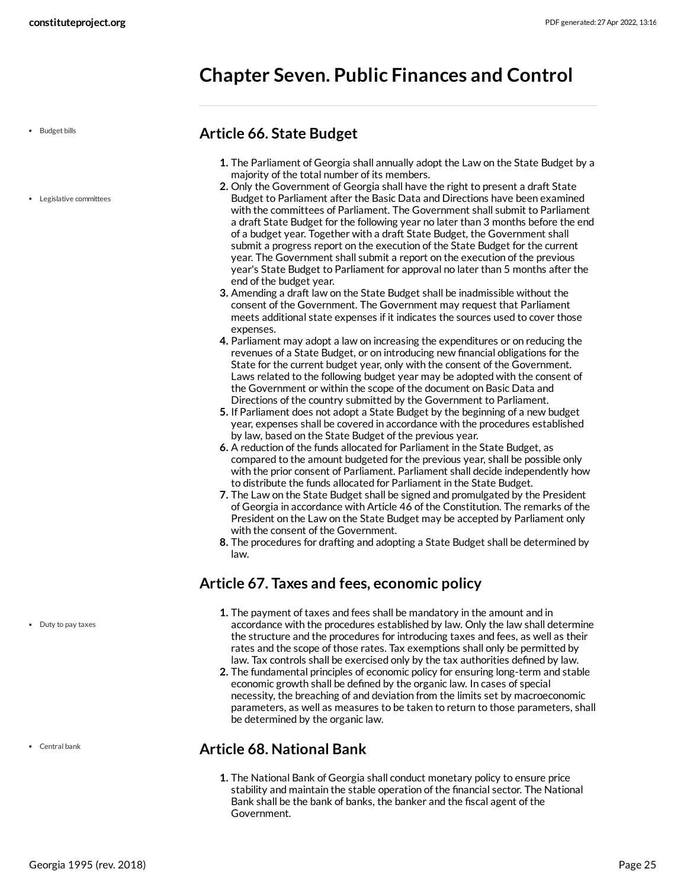# Chapter Seven. Public Finances and Control

## Article 66. State Budget

1. The Parliament of Georgia shall annually adopt the Law on the State Budget by a majority of the total number of its members.
2. Only the Government of Georgia shall have the right to present a draft State Budget to Parliament after the Basic Data and Directions have been examined with the committees of Parliament. The Government shall submit to Parliament a draft State Budget for the following year no later than 3 months before the end of a budget year. Together with a draft State Budget, the Government shall submit a progress report on the execution of the State Budget for the current year. The Government shall submit a report on the execution of the previous year's State Budget to Parliament for approval no later than 5 months after the end of the budget year.
3. Amending a draft law on the State Budget shall be inadmissible without the consent of the Government. The Government may request that Parliament meets additional state expenses if it indicates the sources used to cover those expenses.
4. Parliament may adopt a law on increasing the expenditures or on reducing the revenues of a State Budget, or on introducing new financial obligations for the State for the current budget year, only with the consent of the Government. Laws related to the following budget year may be adopted with the consent of the Government or within the scope of the document on Basic Data and Directions of the country submitted by the Government to Parliament.
5. If Parliament does not adopt a State Budget by the beginning of a new budget year, expenses shall be covered in accordance with the procedures established by law, based on the State Budget of the previous year.
6. A reduction of the funds allocated for Parliament in the State Budget, as compared to the amount budgeted for the previous year, shall be possible only with the prior consent of Parliament. Parliament shall decide independently how to distribute the funds allocated for Parliament in the State Budget.
7. The Law on the State Budget shall be signed and promulgated by the President of Georgia in accordance with Article 46 of the Constitution. The remarks of the President on the Law on the State Budget may be accepted by Parliament only with the consent of the Government.
8. The procedures for drafting and adopting a State Budget shall be determined by law.

## Article 67. Taxes and fees, economic policy

1. The payment of taxes and fees shall be mandatory in the amount and in accordance with the procedures established by law. Only the law shall determine the structure and the procedures for introducing taxes and fees, as well as their rates and the scope of those rates. Tax exemptions shall only be permitted by law. Tax controls shall be exercised only by the tax authorities defined by law.
2. The fundamental principles of economic policy for ensuring long-term and stable economic growth shall be defined by the organic law. In cases of special necessity, the breaching of and deviation from the limits set by macroeconomic parameters, as well as measures to be taken to return to those parameters, shall be determined by the organic law.

## Article 68. National Bank

1. The National Bank of Georgia shall conduct monetary policy to ensure price stability and maintain the stable operation of the financial sector. The National Bank shall be the bank of banks, the banker and the fiscal agent of the Government.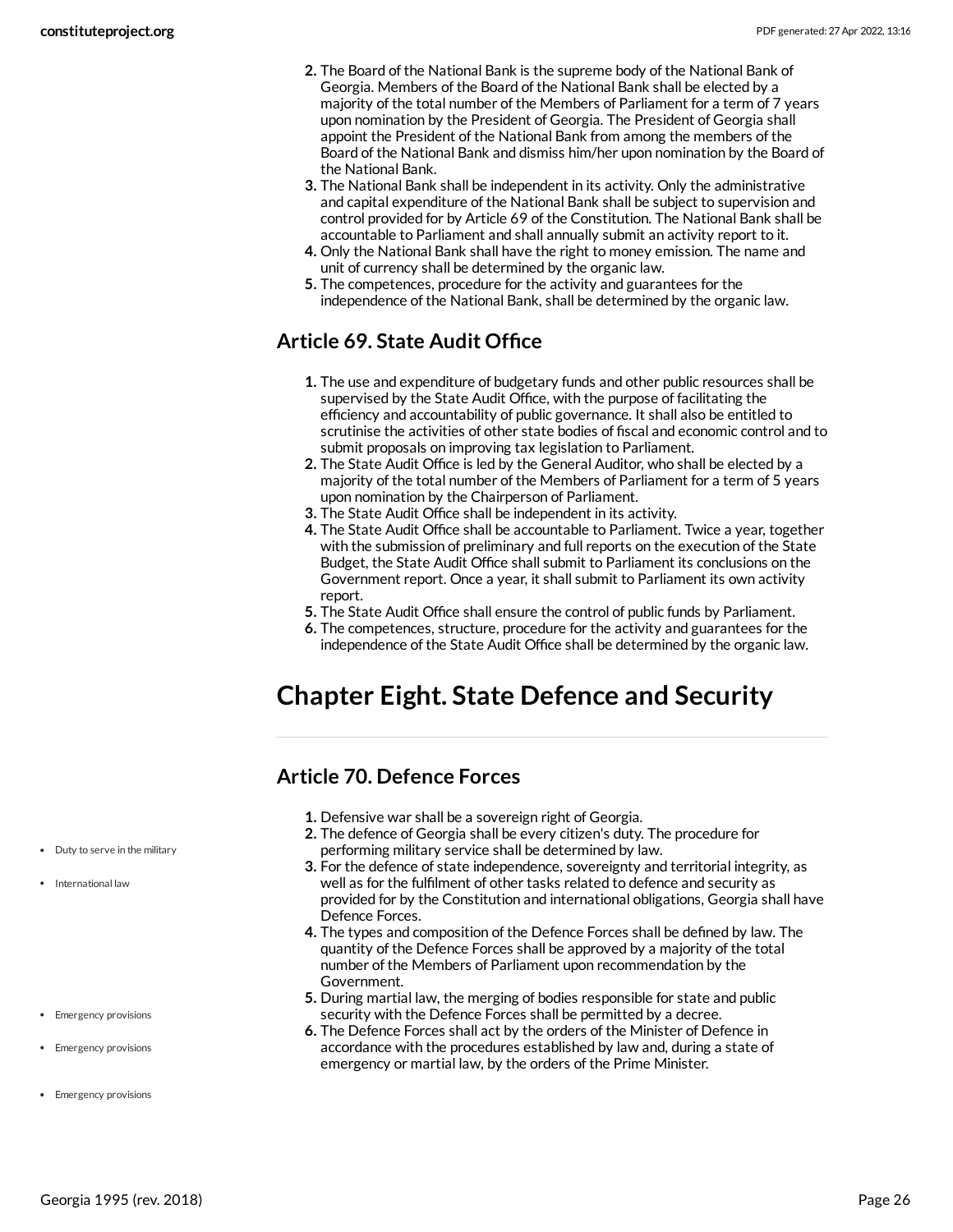2. The Board of the National Bank is the supreme body of the National Bank of Georgia. Members of the Board of the National Bank shall be elected by a majority of the total number of the Members of Parliament for a term of 7 years upon nomination by the President of Georgia. The President of Georgia shall appoint the President of the National Bank from among the members of the Board of the National Bank and dismiss him/her upon nomination by the Board of the National Bank.
3. The National Bank shall be independent in its activity. Only the administrative and capital expenditure of the National Bank shall be subject to supervision and control provided for by Article 69 of the Constitution. The National Bank shall be accountable to Parliament and shall annually submit an activity report to it.
4. Only the National Bank shall have the right to money emission. The name and unit of currency shall be determined by the organic law.
5. The competences, procedure for the activity and guarantees for the independence of the National Bank, shall be determined by the organic law.

## Article 69. State Audit Office

1. The use and expenditure of budgetary funds and other public resources shall be supervised by the State Audit Office, with the purpose of facilitating the efficiency and accountability of public governance. It shall also be entitled to scrutinise the activities of other state bodies of fiscal and economic control and to submit proposals on improving tax legislation to Parliament.
2. The State Audit Office is led by the General Auditor, who shall be elected by a majority of the total number of the Members of Parliament for a term of 5 years upon nomination by the Chairperson of Parliament.
3. The State Audit Office shall be independent in its activity.
4. The State Audit Office shall be accountable to Parliament. Twice a year, together with the submission of preliminary and full reports on the execution of the State Budget, the State Audit Office shall submit to Parliament its conclusions on the Government report. Once a year, it shall submit to Parliament its own activity report.
5. The State Audit Office shall ensure the control of public funds by Parliament.
6. The competences, structure, procedure for the activity and guarantees for the independence of the State Audit Office shall be determined by the organic law.

# Chapter Eight. State Defence and Security

## Article 70. Defence Forces

1. Defensive war shall be a sovereign right of Georgia.
2. The defence of Georgia shall be every citizen's duty. The procedure for performing military service shall be determined by law.
3. For the defence of state independence, sovereignty and territorial integrity, as well as for the fulfilment of other tasks related to defence and security as provided for by the Constitution and international obligations, Georgia shall have Defence Forces.
4. The types and composition of the Defence Forces shall be defined by law. The quantity of the Defence Forces shall be approved by a majority of the total number of the Members of Parliament upon recommendation by the Government.
5. During martial law, the merging of bodies responsible for state and public security with the Defence Forces shall be permitted by a decree.
6. The Defence Forces shall act by the orders of the Minister of Defence in accordance with the procedures established by law and, during a state of emergency or martial law, by the orders of the Prime Minister.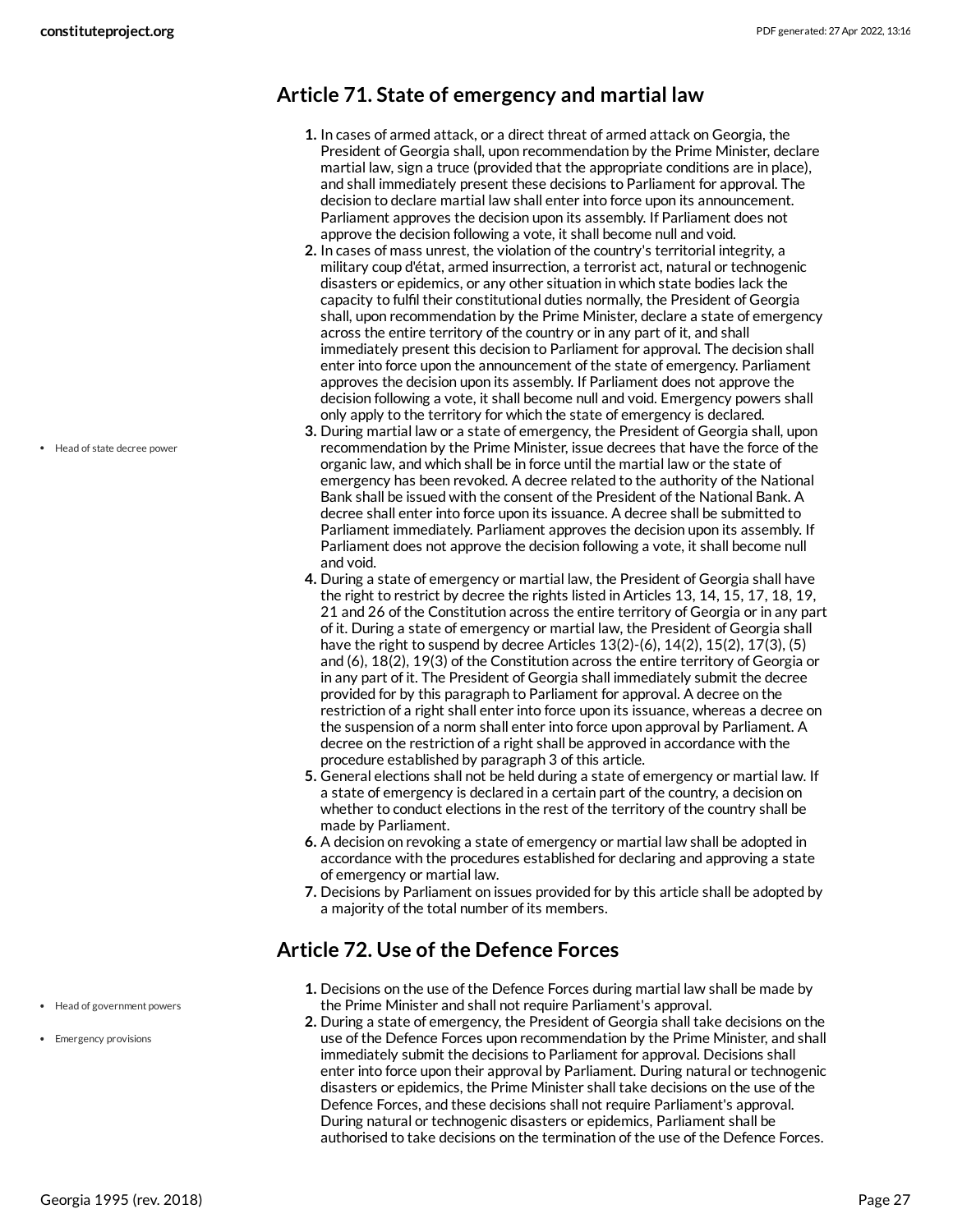## Article 71. State of emergency and martial law

1. In cases of armed attack, or a direct threat of armed attack on Georgia, the President of Georgia shall, upon recommendation by the Prime Minister, declare martial law, sign a truce (provided that the appropriate conditions are in place), and shall immediately present these decisions to Parliament for approval. The decision to declare martial law shall enter into force upon its announcement. Parliament approves the decision upon its assembly. If Parliament does not approve the decision following a vote, it shall become null and void.
2. In cases of mass unrest, the violation of the country's territorial integrity, a military coup d'état, armed insurrection, a terrorist act, natural or technogenic disasters or epidemics, or any other situation in which state bodies lack the capacity to fulfil their constitutional duties normally, the President of Georgia shall, upon recommendation by the Prime Minister, declare a state of emergency across the entire territory of the country or in any part of it, and shall immediately present this decision to Parliament for approval. The decision shall enter into force upon the announcement of the state of emergency. Parliament approves the decision upon its assembly. If Parliament does not approve the decision following a vote, it shall become null and void. Emergency powers shall only apply to the territory for which the state of emergency is declared.
3. During martial law or a state of emergency, the President of Georgia shall, upon recommendation by the Prime Minister, issue decrees that have the force of the organic law, and which shall be in force until the martial law or the state of emergency has been revoked. A decree related to the authority of the National Bank shall be issued with the consent of the President of the National Bank. A decree shall enter into force upon its issuance. A decree shall be submitted to Parliament immediately. Parliament approves the decision upon its assembly. If Parliament does not approve the decision following a vote, it shall become null and void.
4. During a state of emergency or martial law, the President of Georgia shall have the right to restrict by decree the rights listed in Articles 13, 14, 15, 17, 18, 19, 21 and 26 of the Constitution across the entire territory of Georgia or in any part of it. During a state of emergency or martial law, the President of Georgia shall have the right to suspend by decree Articles 13(2)-(6), 14(2), 15(2), 17(3), (5) and (6), 18(2), 19(3) of the Constitution across the entire territory of Georgia or in any part of it. The President of Georgia shall immediately submit the decree provided for by this paragraph to Parliament for approval. A decree on the restriction of a right shall enter into force upon its issuance, whereas a decree on the suspension of a norm shall enter into force upon approval by Parliament. A decree on the restriction of a right shall be approved in accordance with the procedure established by paragraph 3 of this article.
5. General elections shall not be held during a state of emergency or martial law. If a state of emergency is declared in a certain part of the country, a decision on whether to conduct elections in the rest of the territory of the country shall be made by Parliament.
6. A decision on revoking a state of emergency or martial law shall be adopted in accordance with the procedures established for declaring and approving a state of emergency or martial law.
7. Decisions by Parliament on issues provided for by this article shall be adopted by a majority of the total number of its members.

## Article 72. Use of the Defence Forces

1. Decisions on the use of the Defence Forces during martial law shall be made by the Prime Minister and shall not require Parliament's approval.
2. During a state of emergency, the President of Georgia shall take decisions on the use of the Defence Forces upon recommendation by the Prime Minister, and shall immediately submit the decisions to Parliament for approval. Decisions shall enter into force upon their approval by Parliament. During natural or technogenic disasters or epidemics, the Prime Minister shall take decisions on the use of the Defence Forces, and these decisions shall not require Parliament's approval. During natural or technogenic disasters or epidemics, Parliament shall be authorised to take decisions on the termination of the use of the Defence Forces.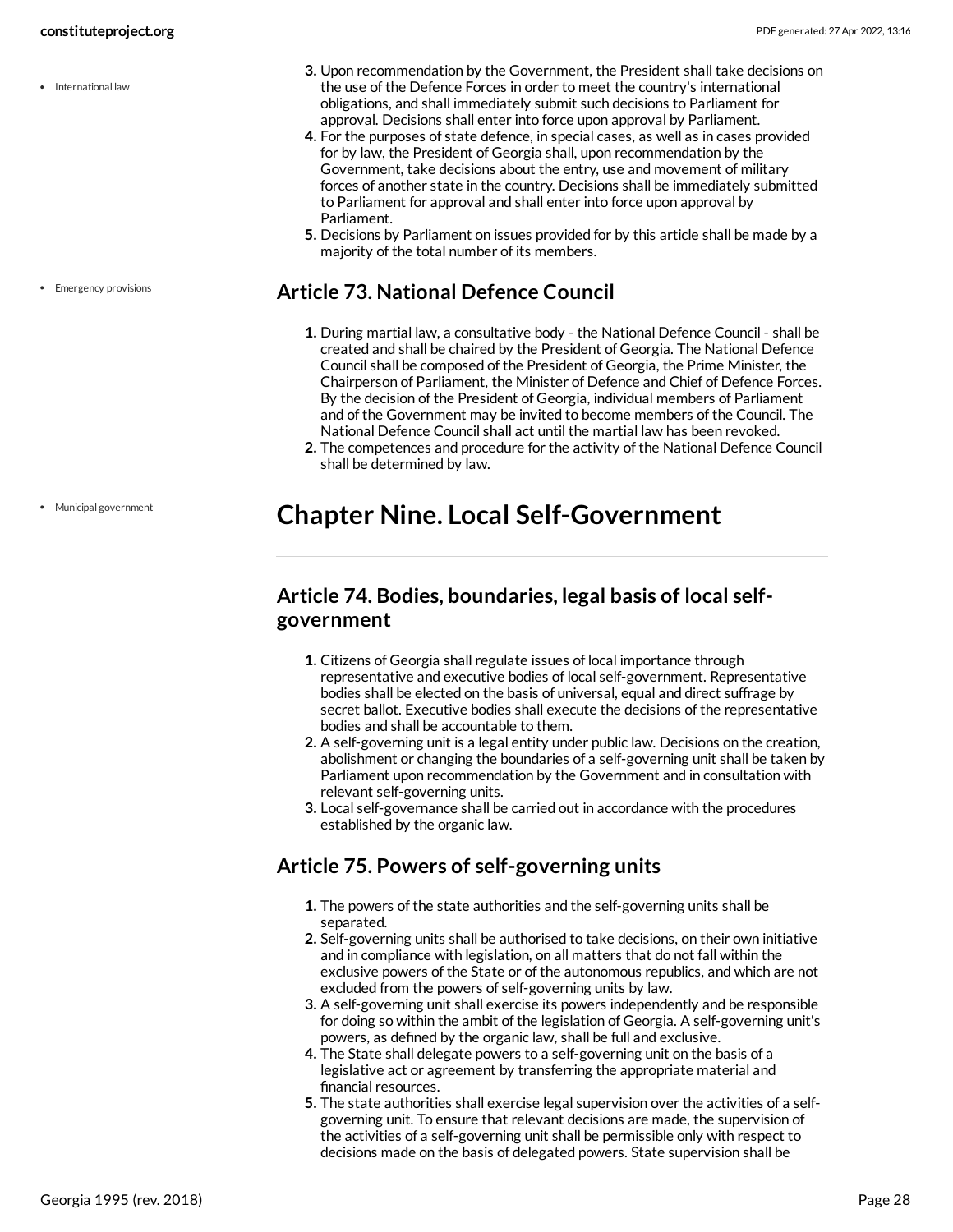- International law

3. Upon recommendation by the Government, the President shall take decisions on the use of the Defence Forces in order to meet the country's international obligations, and shall immediately submit such decisions to Parliament for approval. Decisions shall enter into force upon approval by Parliament.
4. For the purposes of state defence, in special cases, as well as in cases provided for by law, the President of Georgia shall, upon recommendation by the Government, take decisions about the entry, use and movement of military forces of another state in the country. Decisions shall be immediately submitted to Parliament for approval and shall enter into force upon approval by Parliament.
5. Decisions by Parliament on issues provided for by this article shall be made by a majority of the total number of its members.

- Emergency provisions

## Article 73. National Defence Council

1. During martial law, a consultative body - the National Defence Council - shall be created and shall be chaired by the President of Georgia. The National Defence Council shall be composed of the President of Georgia, the Prime Minister, the Chairperson of Parliament, the Minister of Defence and Chief of Defence Forces. By the decision of the President of Georgia, individual members of Parliament and of the Government may be invited to become members of the Council. The National Defence Council shall act until the martial law has been revoked.
2. The competences and procedure for the activity of the National Defence Council shall be determined by law.

- Municipal government

# Chapter Nine. Local Self-Government

## Article 74. Bodies, boundaries, legal basis of local self-government

1. Citizens of Georgia shall regulate issues of local importance through representative and executive bodies of local self-government. Representative bodies shall be elected on the basis of universal, equal and direct suffrage by secret ballot. Executive bodies shall execute the decisions of the representative bodies and shall be accountable to them.
2. A self-governing unit is a legal entity under public law. Decisions on the creation, abolishment or changing the boundaries of a self-governing unit shall be taken by Parliament upon recommendation by the Government and in consultation with relevant self-governing units.
3. Local self-governance shall be carried out in accordance with the procedures established by the organic law.

## Article 75. Powers of self-governing units

1. The powers of the state authorities and the self-governing units shall be separated.
2. Self-governing units shall be authorised to take decisions, on their own initiative and in compliance with legislation, on all matters that do not fall within the exclusive powers of the State or of the autonomous republics, and which are not excluded from the powers of self-governing units by law.
3. A self-governing unit shall exercise its powers independently and be responsible for doing so within the ambit of the legislation of Georgia. A self-governing unit's powers, as defined by the organic law, shall be full and exclusive.
4. The State shall delegate powers to a self-governing unit on the basis of a legislative act or agreement by transferring the appropriate material and financial resources.
5. The state authorities shall exercise legal supervision over the activities of a self-governing unit. To ensure that relevant decisions are made, the supervision of the activities of a self-governing unit shall be permissible only with respect to decisions made on the basis of delegated powers. State supervision shall be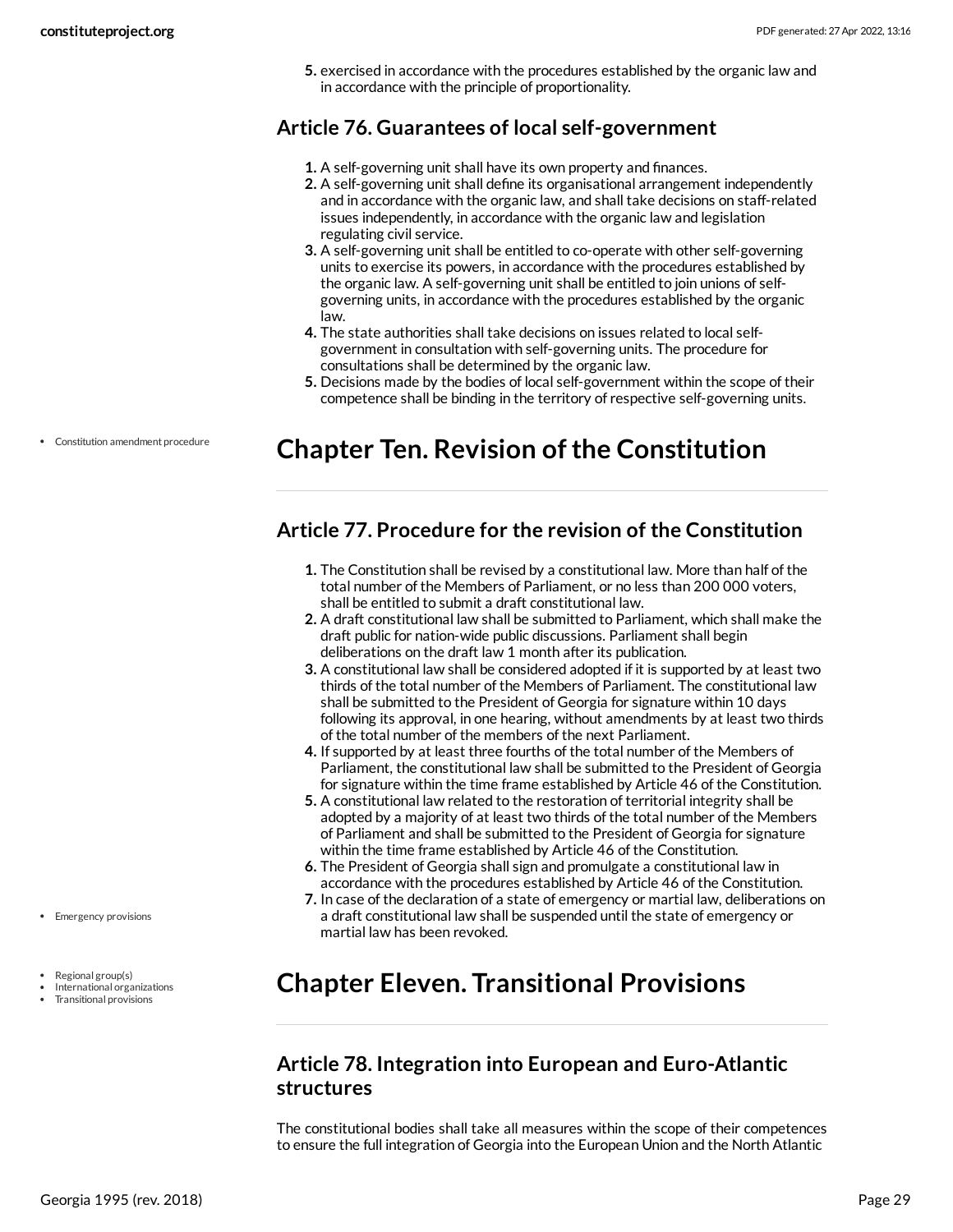5. exercised in accordance with the procedures established by the organic law and in accordance with the principle of proportionality.

### Article 76. Guarantees of local self-government

1. A self-governing unit shall have its own property and finances.
2. A self-governing unit shall define its organisational arrangement independently and in accordance with the organic law, and shall take decisions on staff-related issues independently, in accordance with the organic law and legislation regulating civil service.
3. A self-governing unit shall be entitled to co-operate with other self-governing units to exercise its powers, in accordance with the procedures established by the organic law. A self-governing unit shall be entitled to join unions of self-governing units, in accordance with the procedures established by the organic law.
4. The state authorities shall take decisions on issues related to local self-government in consultation with self-governing units. The procedure for consultations shall be determined by the organic law.
5. Decisions made by the bodies of local self-government within the scope of their competence shall be binding in the territory of respective self-governing units.

- Constitution amendment procedure

## Chapter Ten. Revision of the Constitution

### Article 77. Procedure for the revision of the Constitution

1. The Constitution shall be revised by a constitutional law. More than half of the total number of the Members of Parliament, or no less than 200 000 voters, shall be entitled to submit a draft constitutional law.
2. A draft constitutional law shall be submitted to Parliament, which shall make the draft public for nation-wide public discussions. Parliament shall begin deliberations on the draft law 1 month after its publication.
3. A constitutional law shall be considered adopted if it is supported by at least two thirds of the total number of the Members of Parliament. The constitutional law shall be submitted to the President of Georgia for signature within 10 days following its approval, in one hearing, without amendments by at least two thirds of the total number of the members of the next Parliament.
4. If supported by at least three fourths of the total number of the Members of Parliament, the constitutional law shall be submitted to the President of Georgia for signature within the time frame established by Article 46 of the Constitution.
5. A constitutional law related to the restoration of territorial integrity shall be adopted by a majority of at least two thirds of the total number of the Members of Parliament and shall be submitted to the President of Georgia for signature within the time frame established by Article 46 of the Constitution.
6. The President of Georgia shall sign and promulgate a constitutional law in accordance with the procedures established by Article 46 of the Constitution.
7. In case of the declaration of a state of emergency or martial law, deliberations on a draft constitutional law shall be suspended until the state of emergency or martial law has been revoked.

- Emergency provisions

- Regional group(s)
- International organizations
- Transitional provisions

## Chapter Eleven. Transitional Provisions

### Article 78. Integration into European and Euro-Atlantic structures

The constitutional bodies shall take all measures within the scope of their competences to ensure the full integration of Georgia into the European Union and the North Atlantic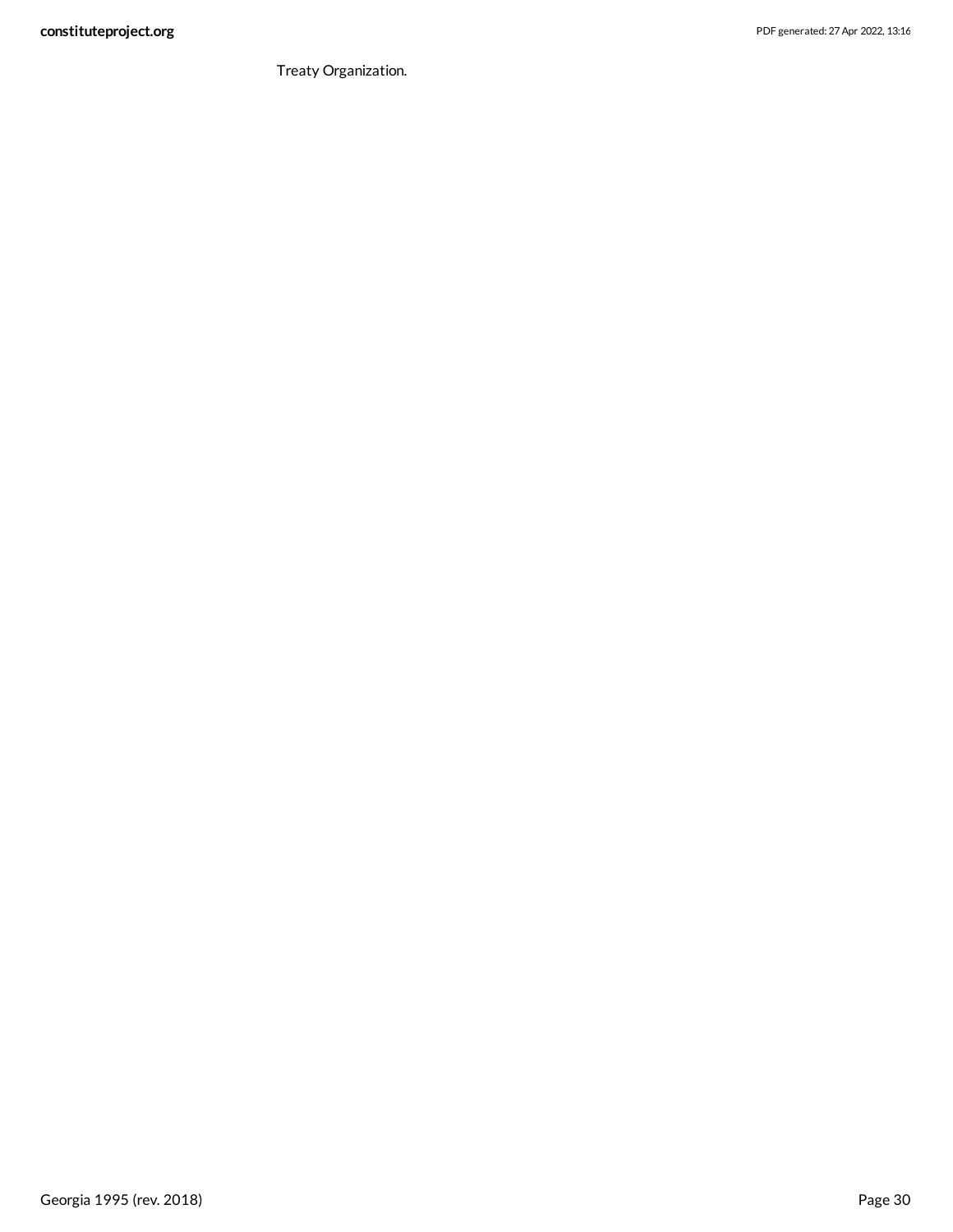Treaty Organization.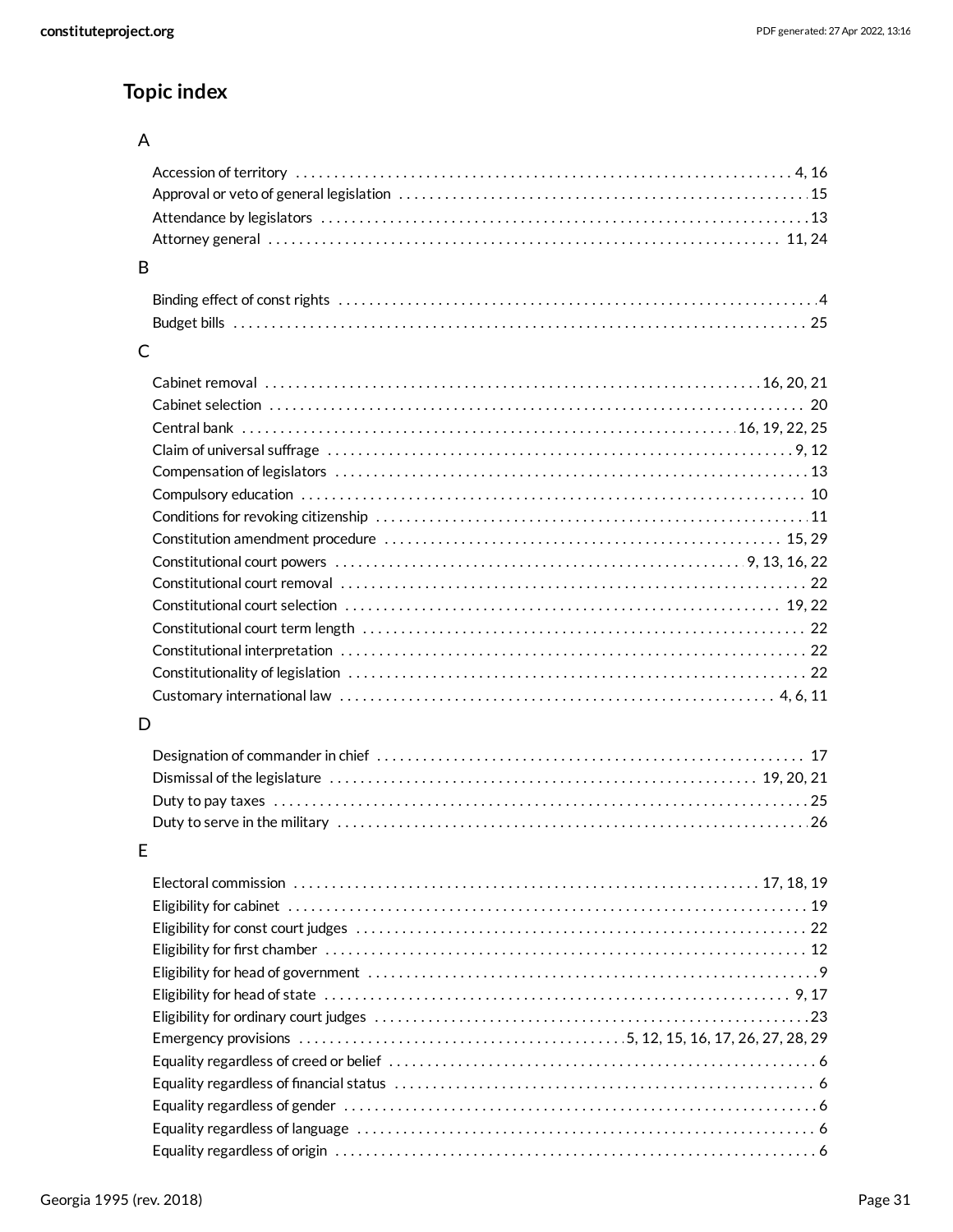## Topic index

### A

- Accession of territory ........ 4, 16
- Approval or veto of general legislation ........ 15
- Attendance by legislators ........ 13
- Attorney general ........ 11, 24

### B

- Binding effect of const rights ........ 4
- Budget bills ........ 25

### C

- Cabinet removal ........ 16, 20, 21
- Cabinet selection ........ 20
- Central bank ........ 16, 19, 22, 25
- Claim of universal suffrage ........ 9, 12
- Compensation of legislators ........ 13
- Compulsory education ........ 10
- Conditions for revoking citizenship ........ 11
- Constitution amendment procedure ........ 15, 29
- Constitutional court powers ........ 9, 13, 16, 22
- Constitutional court removal ........ 22
- Constitutional court selection ........ 19, 22
- Constitutional court term length ........ 22
- Constitutional interpretation ........ 22
- Constitutionality of legislation ........ 22
- Customary international law ........ 4, 6, 11

### D

- Designation of commander in chief ........ 17
- Dismissal of the legislature ........ 19, 20, 21
- Duty to pay taxes ........ 25
- Duty to serve in the military ........ 26

### E

- Electoral commission ........ 17, 18, 19
- Eligibility for cabinet ........ 19
- Eligibility for const court judges ........ 22
- Eligibility for first chamber ........ 12
- Eligibility for head of government ........ 9
- Eligibility for head of state ........ 9, 17
- Eligibility for ordinary court judges ........ 23
- Emergency provisions ........ 5, 12, 15, 16, 17, 26, 27, 28, 29
- Equality regardless of creed or belief ........ 6
- Equality regardless of financial status ........ 6
- Equality regardless of gender ........ 6
- Equality regardless of language ........ 6
- Equality regardless of origin ........ 6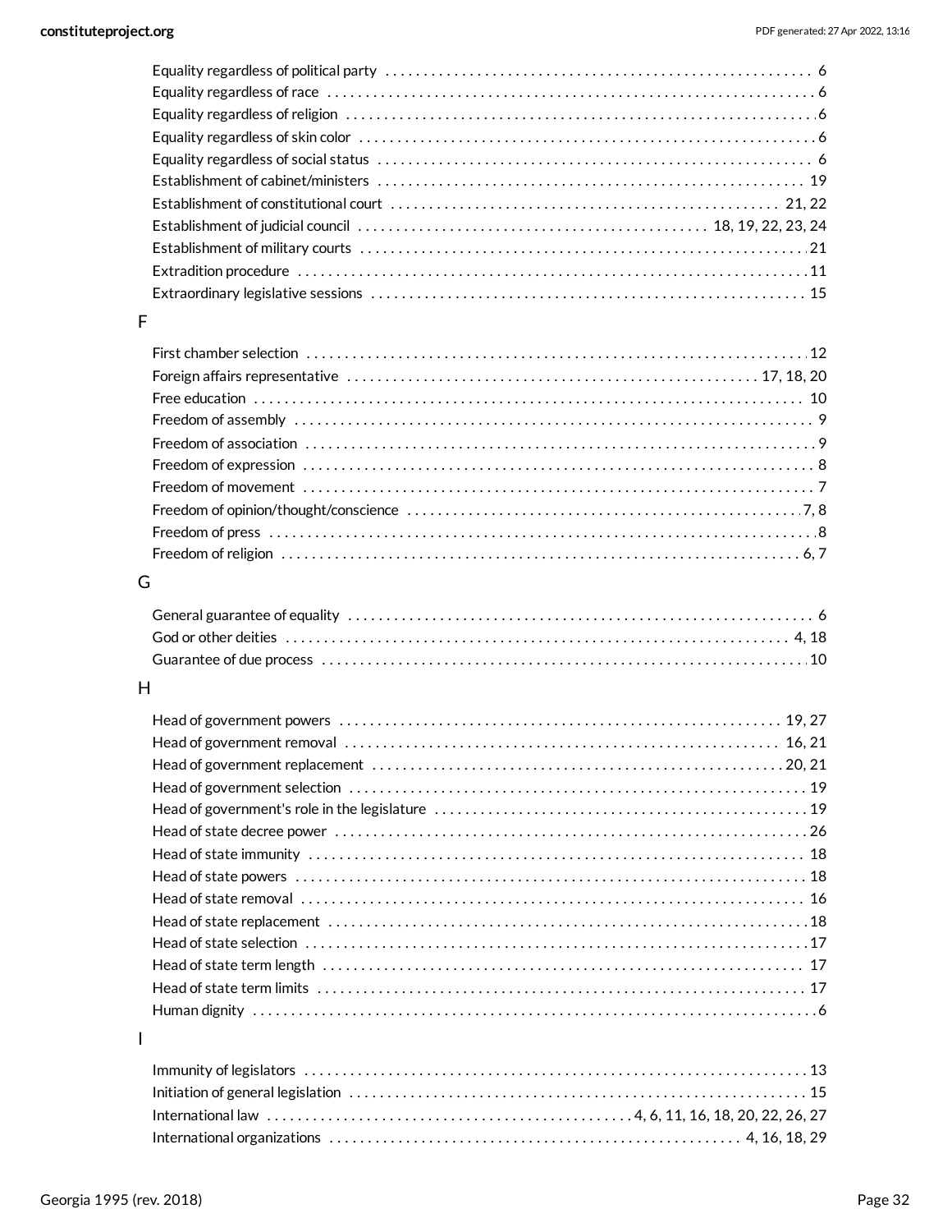Equality regardless of political party . . . . . . . . . . 6
Equality regardless of race . . . . . . . . . . 6
Equality regardless of religion . . . . . . . . . . 6
Equality regardless of skin color . . . . . . . . . . 6
Equality regardless of social status . . . . . . . . . . 6
Establishment of cabinet/ministers . . . . . . . . . . 19
Establishment of constitutional court . . . . . . . . . . 21, 22
Establishment of judicial council . . . . . . . . . . 18, 19, 22, 23, 24
Establishment of military courts . . . . . . . . . . 21
Extradition procedure . . . . . . . . . . 11
Extraordinary legislative sessions . . . . . . . . . . 15

F

First chamber selection . . . . . . . . . . 12
Foreign affairs representative . . . . . . . . . . 17, 18, 20
Free education . . . . . . . . . . 10
Freedom of assembly . . . . . . . . . . 9
Freedom of association . . . . . . . . . . 9
Freedom of expression . . . . . . . . . . 8
Freedom of movement . . . . . . . . . . 7
Freedom of opinion/thought/conscience . . . . . . . . . . 7, 8
Freedom of press . . . . . . . . . . 8
Freedom of religion . . . . . . . . . . 6, 7

G

General guarantee of equality . . . . . . . . . . 6
God or other deities . . . . . . . . . . 4, 18
Guarantee of due process . . . . . . . . . . 10

H

Head of government powers . . . . . . . . . . 19, 27
Head of government removal . . . . . . . . . . 16, 21
Head of government replacement . . . . . . . . . . 20, 21
Head of government selection . . . . . . . . . . 19
Head of government's role in the legislature . . . . . . . . . . 19
Head of state decree power . . . . . . . . . . 26
Head of state immunity . . . . . . . . . . 18
Head of state powers . . . . . . . . . . 18
Head of state removal . . . . . . . . . . 16
Head of state replacement . . . . . . . . . . 18
Head of state selection . . . . . . . . . . 17
Head of state term length . . . . . . . . . . 17
Head of state term limits . . . . . . . . . . 17
Human dignity . . . . . . . . . . 6

I

Immunity of legislators . . . . . . . . . . 13
Initiation of general legislation . . . . . . . . . . 15
International law . . . . . . . . . . 4, 6, 11, 16, 18, 20, 22, 26, 27
International organizations . . . . . . . . . . 4, 16, 18, 29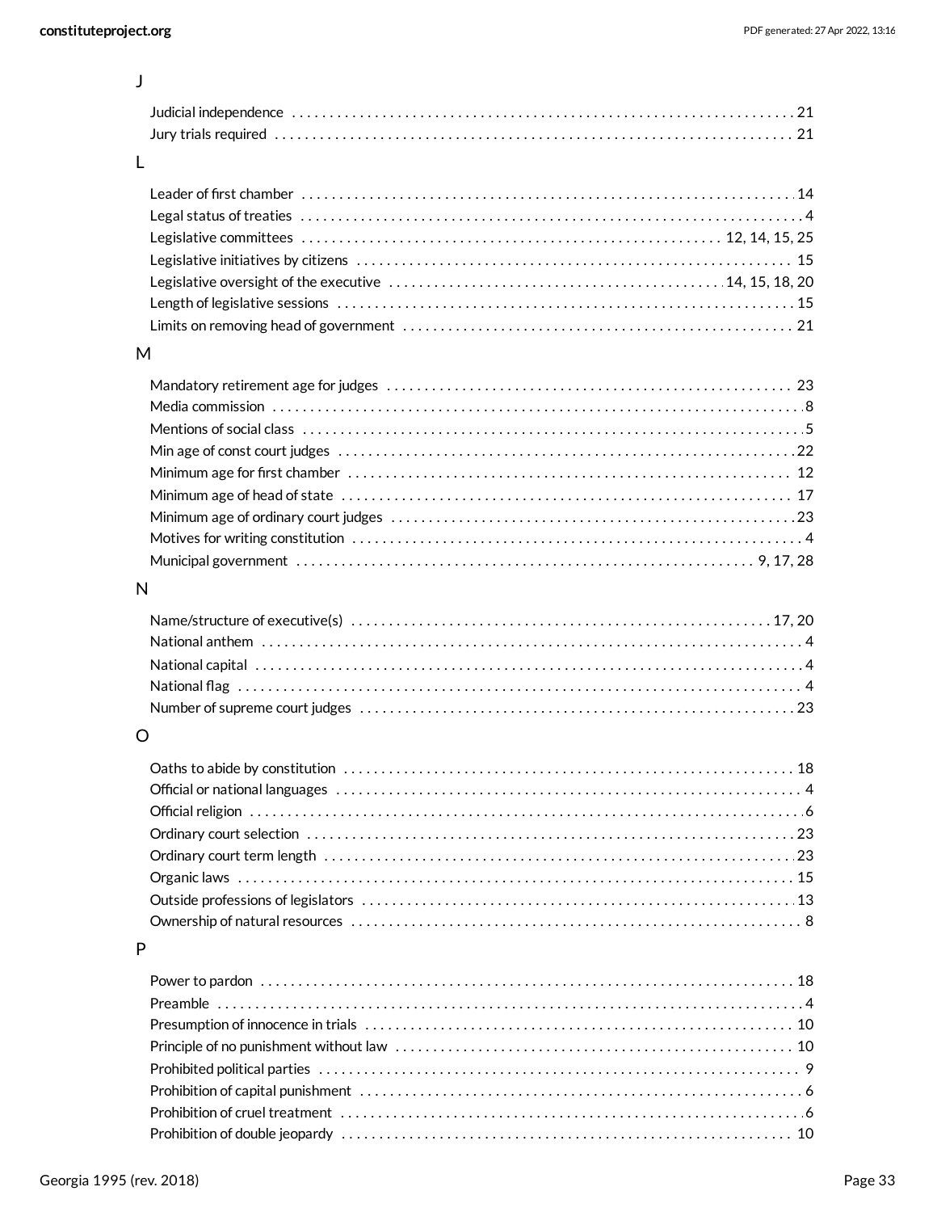J

- Judicial independence . . . . . 21
- Jury trials required . . . . . 21

L

- Leader of first chamber . . . . . 14
- Legal status of treaties . . . . . 4
- Legislative committees . . . . . 12, 14, 15, 25
- Legislative initiatives by citizens . . . . . 15
- Legislative oversight of the executive . . . . . 14, 15, 18, 20
- Length of legislative sessions . . . . . 15
- Limits on removing head of government . . . . . 21

M

- Mandatory retirement age for judges . . . . . 23
- Media commission . . . . . 8
- Mentions of social class . . . . . 5
- Min age of const court judges . . . . . 22
- Minimum age for first chamber . . . . . 12
- Minimum age of head of state . . . . . 17
- Minimum age of ordinary court judges . . . . . 23
- Motives for writing constitution . . . . . 4
- Municipal government . . . . . 9, 17, 28

N

- Name/structure of executive(s) . . . . . 17, 20
- National anthem . . . . . 4
- National capital . . . . . 4
- National flag . . . . . 4
- Number of supreme court judges . . . . . 23

O

- Oaths to abide by constitution . . . . . 18
- Official or national languages . . . . . 4
- Official religion . . . . . 6
- Ordinary court selection . . . . . 23
- Ordinary court term length . . . . . 23
- Organic laws . . . . . 15
- Outside professions of legislators . . . . . 13
- Ownership of natural resources . . . . . 8

P

- Power to pardon . . . . . 18
- Preamble . . . . . 4
- Presumption of innocence in trials . . . . . 10
- Principle of no punishment without law . . . . . 10
- Prohibited political parties . . . . . 9
- Prohibition of capital punishment . . . . . 6
- Prohibition of cruel treatment . . . . . 6
- Prohibition of double jeopardy . . . . . 10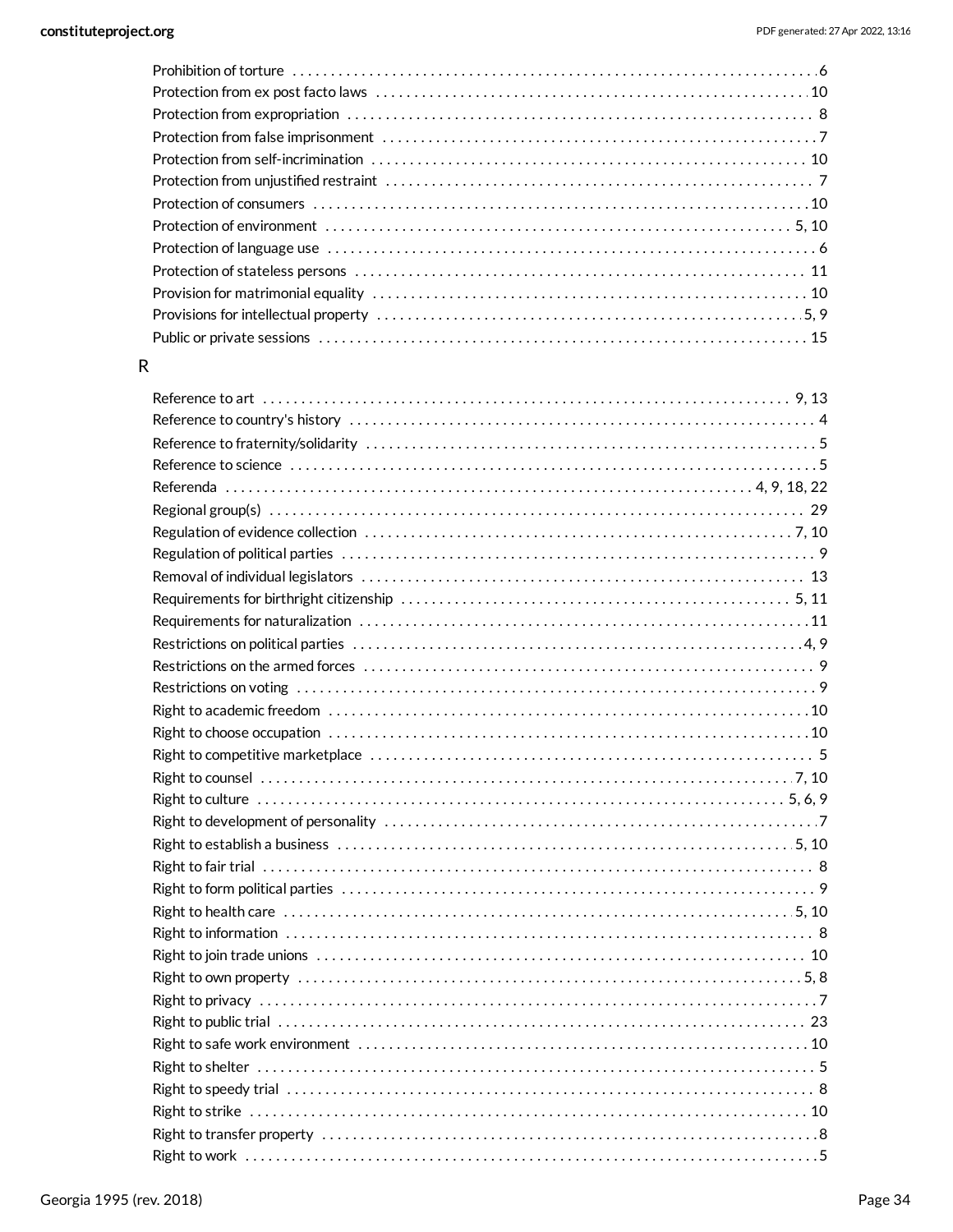Prohibition of torture .......... 6
Protection from ex post facto laws .......... 10
Protection from expropriation .......... 8
Protection from false imprisonment .......... 7
Protection from self-incrimination .......... 10
Protection from unjustified restraint .......... 7
Protection of consumers .......... 10
Protection of environment .......... 5, 10
Protection of language use .......... 6
Protection of stateless persons .......... 11
Provision for matrimonial equality .......... 10
Provisions for intellectual property .......... 5, 9
Public or private sessions .......... 15

R

Reference to art .......... 9, 13
Reference to country's history .......... 4
Reference to fraternity/solidarity .......... 5
Reference to science .......... 5
Referenda .......... 4, 9, 18, 22
Regional group(s) .......... 29
Regulation of evidence collection .......... 7, 10
Regulation of political parties .......... 9
Removal of individual legislators .......... 13
Requirements for birthright citizenship .......... 5, 11
Requirements for naturalization .......... 11
Restrictions on political parties .......... 4, 9
Restrictions on the armed forces .......... 9
Restrictions on voting .......... 9
Right to academic freedom .......... 10
Right to choose occupation .......... 10
Right to competitive marketplace .......... 5
Right to counsel .......... 7, 10
Right to culture .......... 5, 6, 9
Right to development of personality .......... 7
Right to establish a business .......... 5, 10
Right to fair trial .......... 8
Right to form political parties .......... 9
Right to health care .......... 5, 10
Right to information .......... 8
Right to join trade unions .......... 10
Right to own property .......... 5, 8
Right to privacy .......... 7
Right to public trial .......... 23
Right to safe work environment .......... 10
Right to shelter .......... 5
Right to speedy trial .......... 8
Right to strike .......... 10
Right to transfer property .......... 8
Right to work .......... 5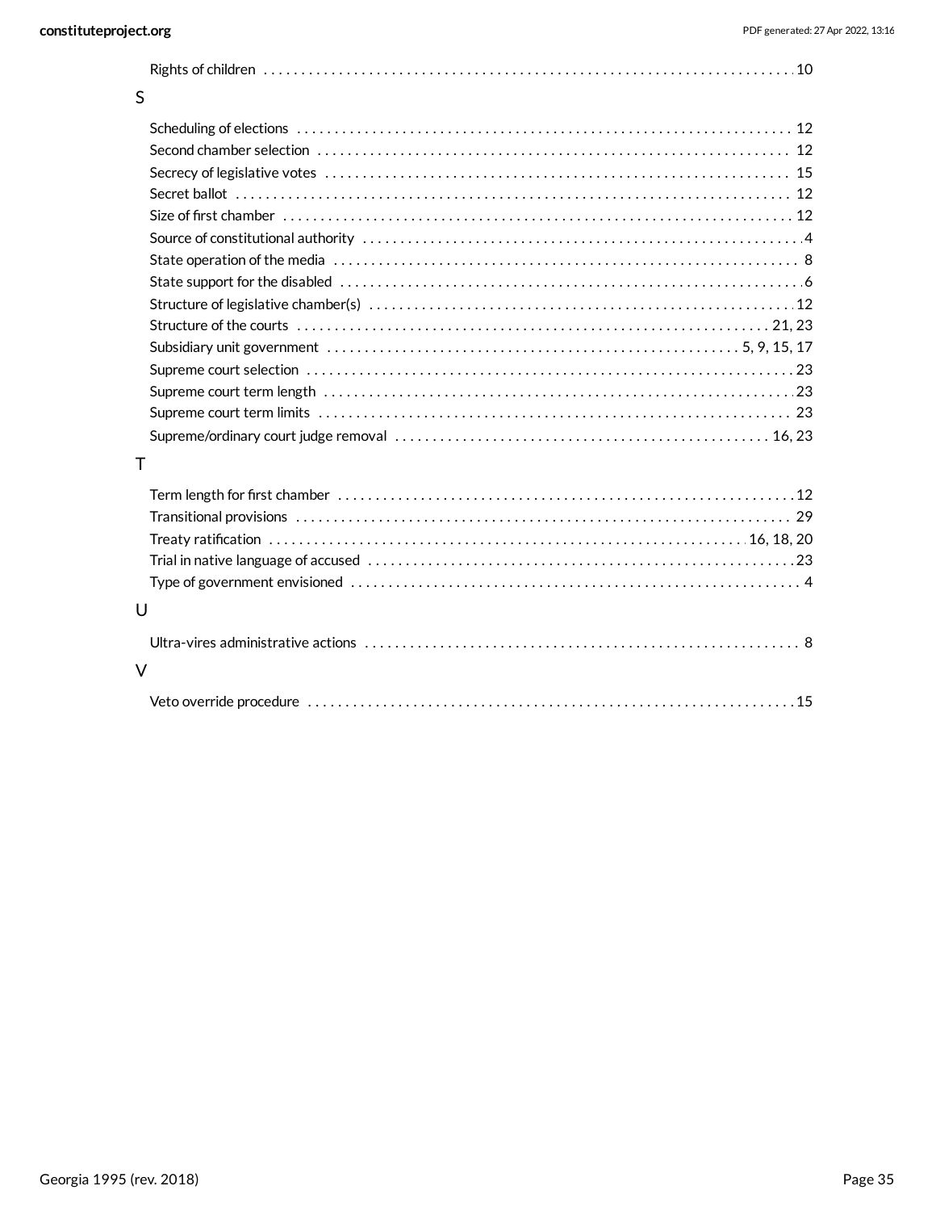Rights of children . . . . . . . . . . 10

S

Scheduling of elections . . . . . . . . . . 12
Second chamber selection . . . . . . . . . . 12
Secrecy of legislative votes . . . . . . . . . . 15
Secret ballot . . . . . . . . . . 12
Size of first chamber . . . . . . . . . . 12
Source of constitutional authority . . . . . . . . . . 4
State operation of the media . . . . . . . . . . 8
State support for the disabled . . . . . . . . . . 6
Structure of legislative chamber(s) . . . . . . . . . . 12
Structure of the courts . . . . . . . . . . 21, 23
Subsidiary unit government . . . . . . . . . . 5, 9, 15, 17
Supreme court selection . . . . . . . . . . 23
Supreme court term length . . . . . . . . . . 23
Supreme court term limits . . . . . . . . . . 23
Supreme/ordinary court judge removal . . . . . . . . . . 16, 23

T

Term length for first chamber . . . . . . . . . . 12
Transitional provisions . . . . . . . . . . 29
Treaty ratification . . . . . . . . . . 16, 18, 20
Trial in native language of accused . . . . . . . . . . 23
Type of government envisioned . . . . . . . . . . 4

U

Ultra-vires administrative actions . . . . . . . . . . 8

V

Veto override procedure . . . . . . . . . . 15